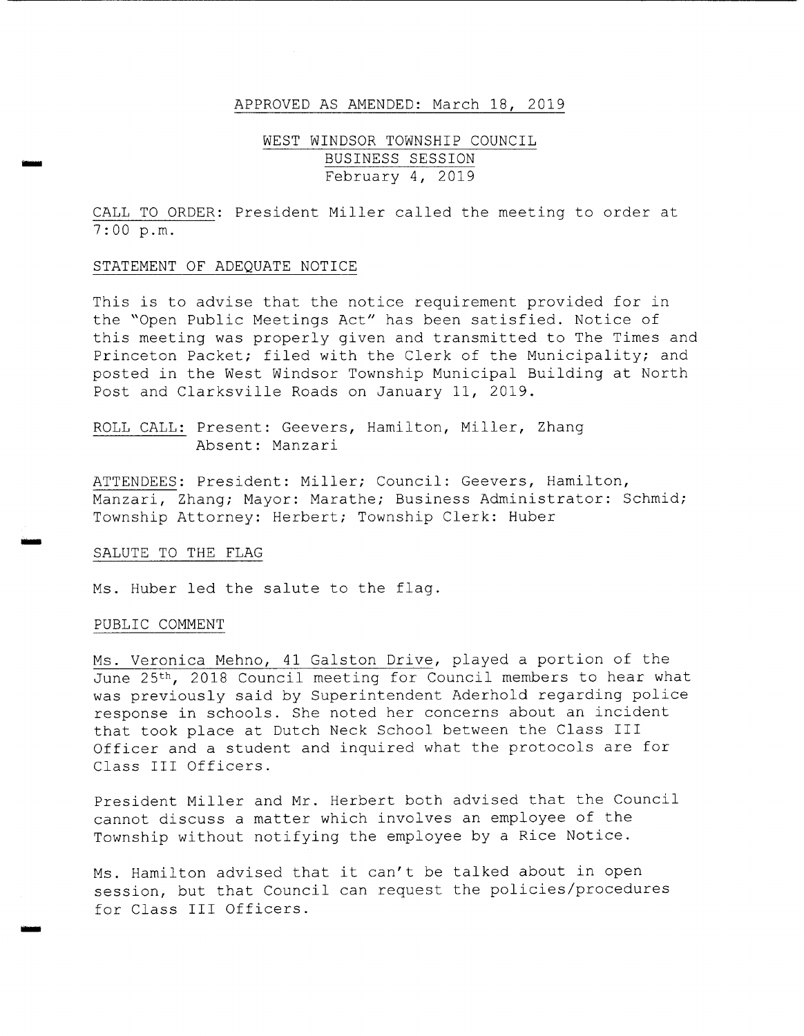APPROVED AS AMENDED: March 18, 2019

# WEST WINDSOR TOWNSHIP COUNCIL
## BUSINESS SESSION
## February 4, 2019

CALL TO ORDER: President Miller called the meeting to order at 7:00 p.m.

STATEMENT OF ADEQUATE NOTICE

This is to advise that the notice requirement provided for in the "Open Public Meetings Act" has been satisfied. Notice of this meeting was properly given and transmitted to The Times and Princeton Packet; filed with the Clerk of the Municipality; and posted in the West Windsor Township Municipal Building at North Post and Clarksville Roads on January 11, 2019.

ROLL CALL: Present: Geevers, Hamilton, Miller, Zhang
Absent: Manzari

ATTENDEES: President: Miller; Council: Geevers, Hamilton, Manzari, Zhang; Mayor: Marathe; Business Administrator: Schmid; Township Attorney: Herbert; Township Clerk: Huber

SALUTE TO THE FLAG

Ms. Huber led the salute to the flag.

PUBLIC COMMENT

Ms. Veronica Mehno, 41 Galston Drive, played a portion of the June 25th, 2018 Council meeting for Council members to hear what was previously said by Superintendent Aderhold regarding police response in schools. She noted her concerns about an incident that took place at Dutch Neck School between the Class III Officer and a student and inquired what the protocols are for Class III Officers.

President Miller and Mr. Herbert both advised that the Council cannot discuss a matter which involves an employee of the Township without notifying the employee by a Rice Notice.

Ms. Hamilton advised that it can't be talked about in open session, but that Council can request the policies/procedures for Class III Officers.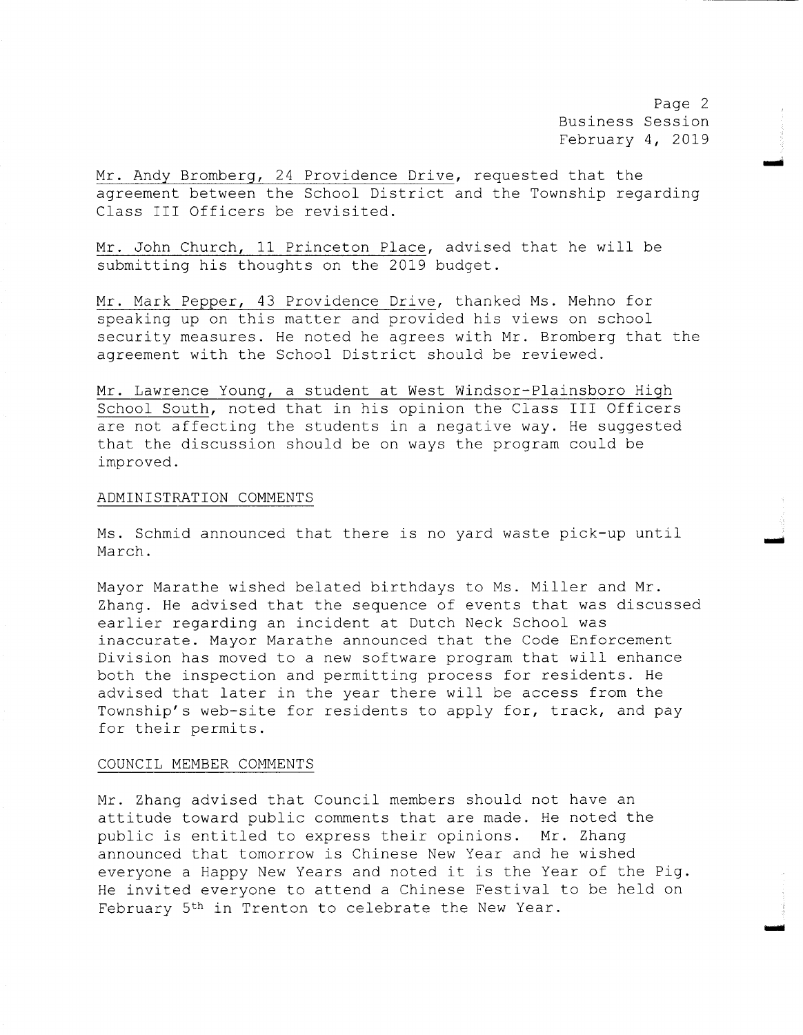Mr. Andy Bromberg, 24 Providence Drive, requested that the agreement between the School District and the Township regarding Class III Officers be revisited.

Mr. John Church, 11 Princeton Place, advised that he will be submitting his thoughts on the 2019 budget.

Mr. Mark Pepper, 43 Providence Drive, thanked Ms. Mehno for speaking up on this matter and provided his views on school security measures. He noted he agrees with Mr. Bromberg that the agreement with the School District should be reviewed.

Mr. Lawrence Young, a student at West Windsor-Plainsboro High School South, noted that in his opinion the Class III Officers are not affecting the students in a negative way. He suggested that the discussion should be on ways the program could be improved.

## ADMINISTRATION COMMENTS

Ms. Schmid announced that there is no yard waste pick-up until March.

Mayor Marathe wished belated birthdays to Ms. Miller and Mr. Zhang. He advised that the sequence of events that was discussed earlier regarding an incident at Dutch Neck School was inaccurate. Mayor Marathe announced that the Code Enforcement Division has moved to a new software program that will enhance both the inspection and permitting process for residents. He advised that later in the year there will be access from the Township's web-site for residents to apply for, track, and pay for their permits.

## COUNCIL MEMBER COMMENTS

Mr. Zhang advised that Council members should not have an attitude toward public comments that are made. He noted the public is entitled to express their opinions. Mr. Zhang announced that tomorrow is Chinese New Year and he wished everyone a Happy New Years and noted it is the Year of the Pig. He invited everyone to attend a Chinese Festival to be held on February 5th in Trenton to celebrate the New Year.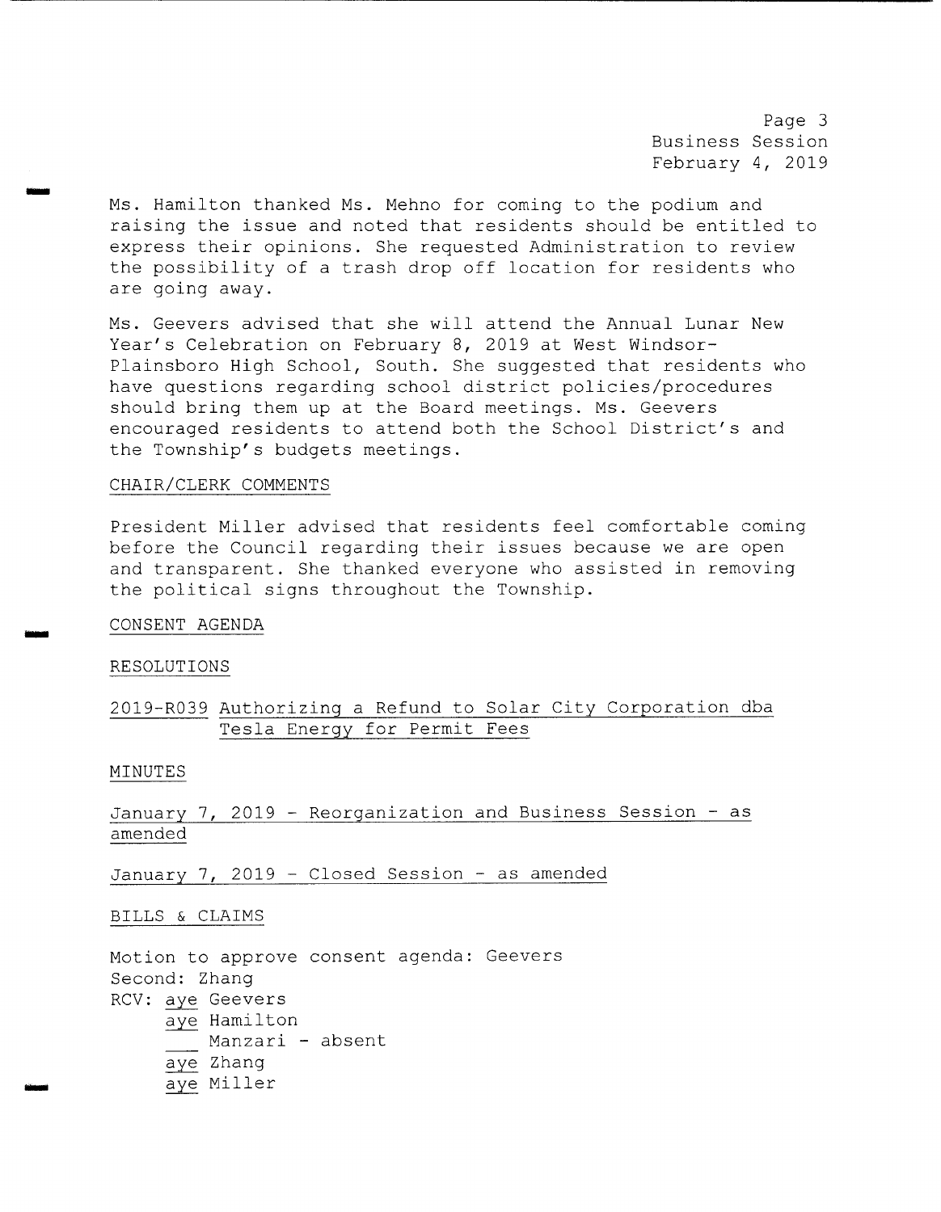Ms. Hamilton thanked Ms. Mehno for coming to the podium and raising the issue and noted that residents should be entitled to express their opinions. She requested Administration to review the possibility of a trash drop off location for residents who are going away.

Ms. Geevers advised that she will attend the Annual Lunar New Year's Celebration on February 8, 2019 at West Windsor-Plainsboro High School, South. She suggested that residents who have questions regarding school district policies/procedures should bring them up at the Board meetings. Ms. Geevers encouraged residents to attend both the School District's and the Township's budgets meetings.

CHAIR/CLERK COMMENTS

President Miller advised that residents feel comfortable coming before the Council regarding their issues because we are open and transparent. She thanked everyone who assisted in removing the political signs throughout the Township.

CONSENT AGENDA

RESOLUTIONS

2019-R039 Authorizing a Refund to Solar City Corporation dba Tesla Energy for Permit Fees

MINUTES

January 7, 2019 - Reorganization and Business Session - as amended

January 7, 2019 - Closed Session - as amended

BILLS & CLAIMS

Motion to approve consent agenda: Geevers
Second: Zhang
RCV: aye Geevers
aye Hamilton
___ Manzari - absent
aye Zhang
aye Miller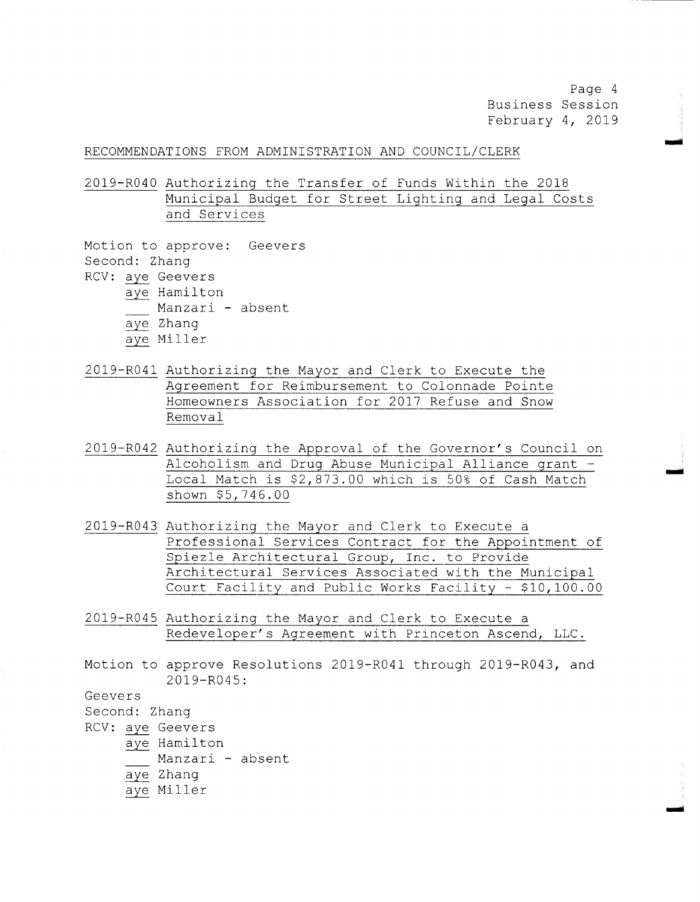RECOMMENDATIONS FROM ADMINISTRATION AND COUNCIL/CLERK

2019-R040 Authorizing the Transfer of Funds Within the 2018 Municipal Budget for Street Lighting and Legal Costs and Services

Motion to approve: Geevers
Second: Zhang
RCV: aye Geevers
aye Hamilton
___ Manzari - absent
aye Zhang
aye Miller

2019-R041 Authorizing the Mayor and Clerk to Execute the Agreement for Reimbursement to Colonnade Pointe Homeowners Association for 2017 Refuse and Snow Removal

2019-R042 Authorizing the Approval of the Governor's Council on Alcoholism and Drug Abuse Municipal Alliance grant - Local Match is $2,873.00 which is 50% of Cash Match shown $5,746.00

2019-R043 Authorizing the Mayor and Clerk to Execute a Professional Services Contract for the Appointment of Spiezle Architectural Group, Inc. to Provide Architectural Services Associated with the Municipal Court Facility and Public Works Facility - $10,100.00

2019-R045 Authorizing the Mayor and Clerk to Execute a Redeveloper's Agreement with Princeton Ascend, LLC.

Motion to approve Resolutions 2019-R041 through 2019-R043, and 2019-R045:
Geevers
Second: Zhang
RCV: aye Geevers
aye Hamilton
___ Manzari - absent
aye Zhang
aye Miller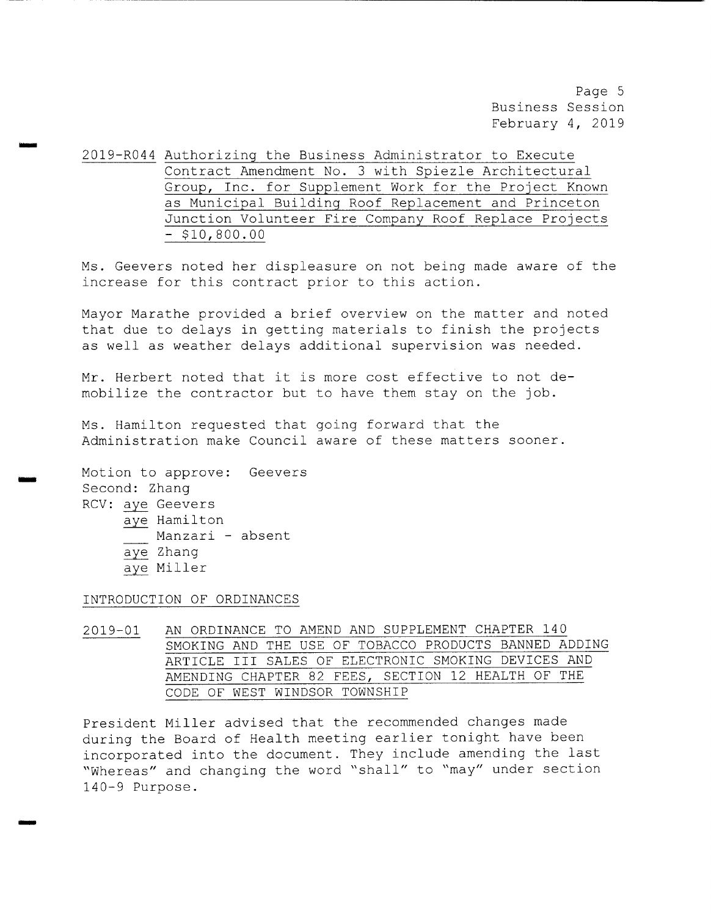2019-R044 Authorizing the Business Administrator to Execute Contract Amendment No. 3 with Spiezle Architectural Group, Inc. for Supplement Work for the Project Known as Municipal Building Roof Replacement and Princeton Junction Volunteer Fire Company Roof Replace Projects - $10,800.00

Ms. Geevers noted her displeasure on not being made aware of the increase for this contract prior to this action.

Mayor Marathe provided a brief overview on the matter and noted that due to delays in getting materials to finish the projects as well as weather delays additional supervision was needed.

Mr. Herbert noted that it is more cost effective to not de-mobilize the contractor but to have them stay on the job.

Ms. Hamilton requested that going forward that the Administration make Council aware of these matters sooner.

Motion to approve: Geevers
Second: Zhang
RCV: aye Geevers
aye Hamilton
___ Manzari - absent
aye Zhang
aye Miller

INTRODUCTION OF ORDINANCES

2019-01 AN ORDINANCE TO AMEND AND SUPPLEMENT CHAPTER 140 SMOKING AND THE USE OF TOBACCO PRODUCTS BANNED ADDING ARTICLE III SALES OF ELECTRONIC SMOKING DEVICES AND AMENDING CHAPTER 82 FEES, SECTION 12 HEALTH OF THE CODE OF WEST WINDSOR TOWNSHIP

President Miller advised that the recommended changes made during the Board of Health meeting earlier tonight have been incorporated into the document. They include amending the last "Whereas" and changing the word "shall" to "may" under section 140-9 Purpose.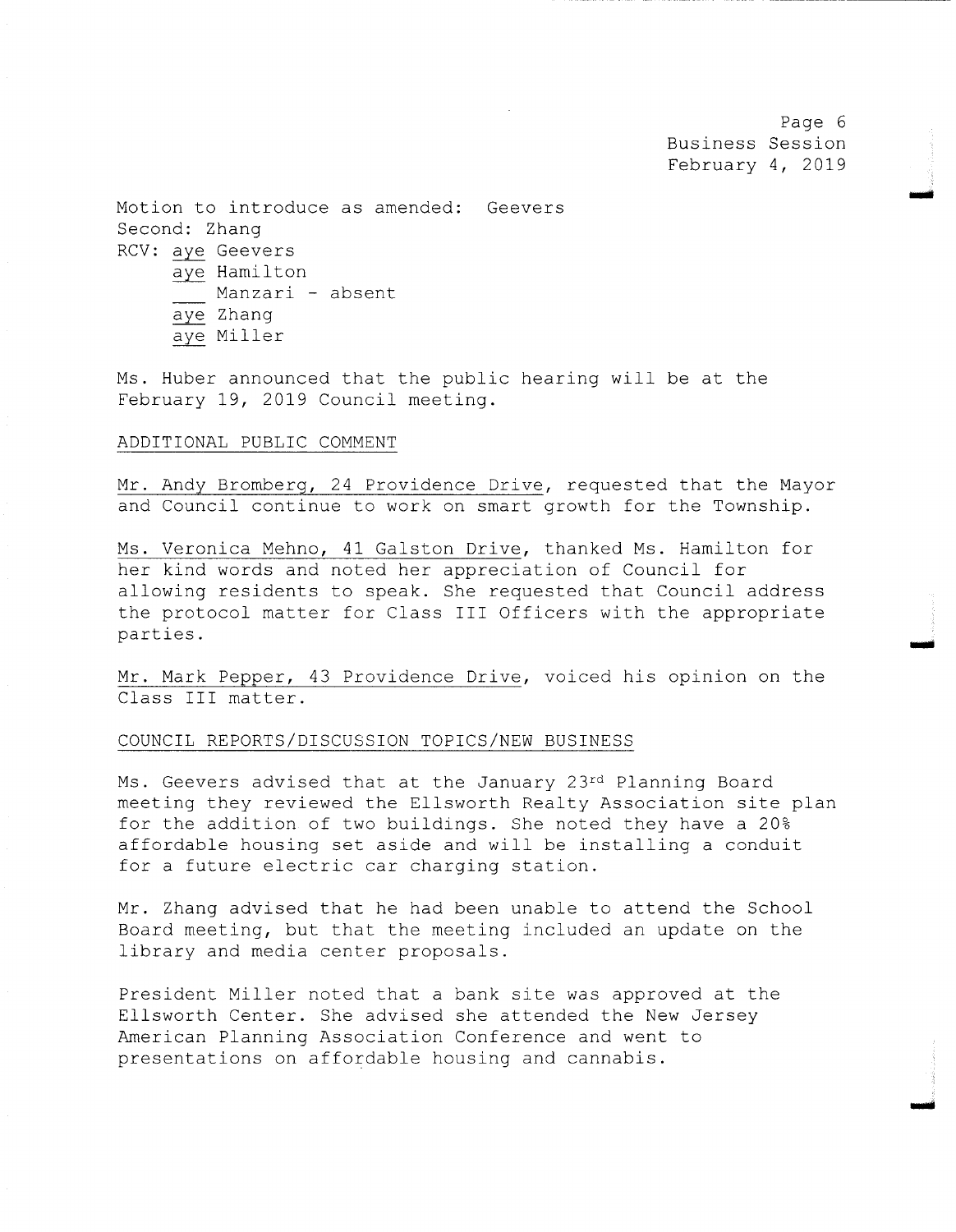Motion to introduce as amended: Geevers
Second: Zhang
RCV: aye Geevers
aye Hamilton
___ Manzari - absent
aye Zhang
aye Miller

Ms. Huber announced that the public hearing will be at the February 19, 2019 Council meeting.

ADDITIONAL PUBLIC COMMENT

Mr. Andy Bromberg, 24 Providence Drive, requested that the Mayor and Council continue to work on smart growth for the Township.

Ms. Veronica Mehno, 41 Galston Drive, thanked Ms. Hamilton for her kind words and noted her appreciation of Council for allowing residents to speak. She requested that Council address the protocol matter for Class III Officers with the appropriate parties.

Mr. Mark Pepper, 43 Providence Drive, voiced his opinion on the Class III matter.

COUNCIL REPORTS/DISCUSSION TOPICS/NEW BUSINESS

Ms. Geevers advised that at the January 23rd Planning Board meeting they reviewed the Ellsworth Realty Association site plan for the addition of two buildings. She noted they have a 20% affordable housing set aside and will be installing a conduit for a future electric car charging station.

Mr. Zhang advised that he had been unable to attend the School Board meeting, but that the meeting included an update on the library and media center proposals.

President Miller noted that a bank site was approved at the Ellsworth Center. She advised she attended the New Jersey American Planning Association Conference and went to presentations on affordable housing and cannabis.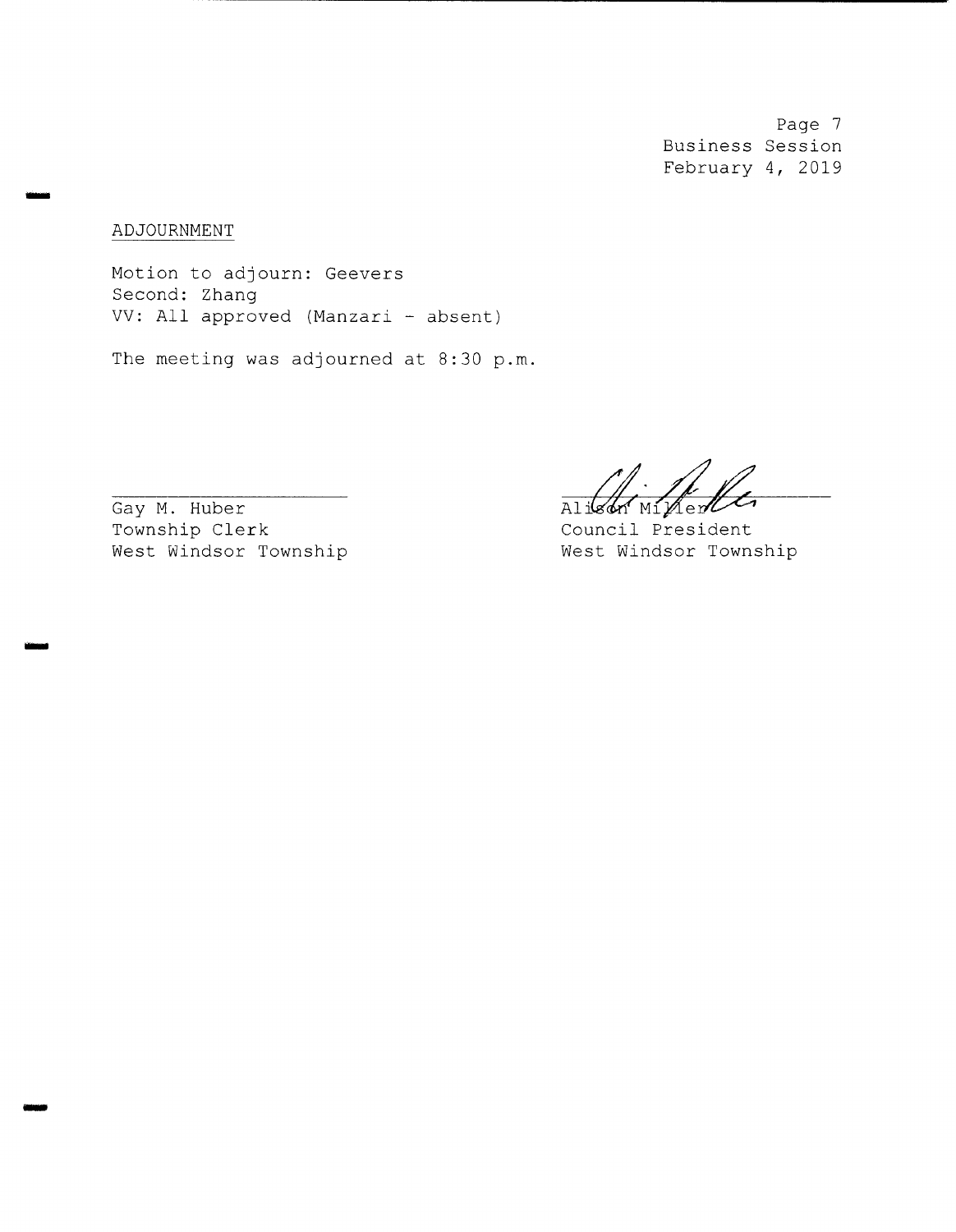ADJOURNMENT

Motion to adjourn: Geevers
Second: Zhang
VV: All approved (Manzari - absent)

The meeting was adjourned at 8:30 p.m.

Gay M. Huber
Township Clerk
West Windsor Township

Alison Miller
Council President
West Windsor Township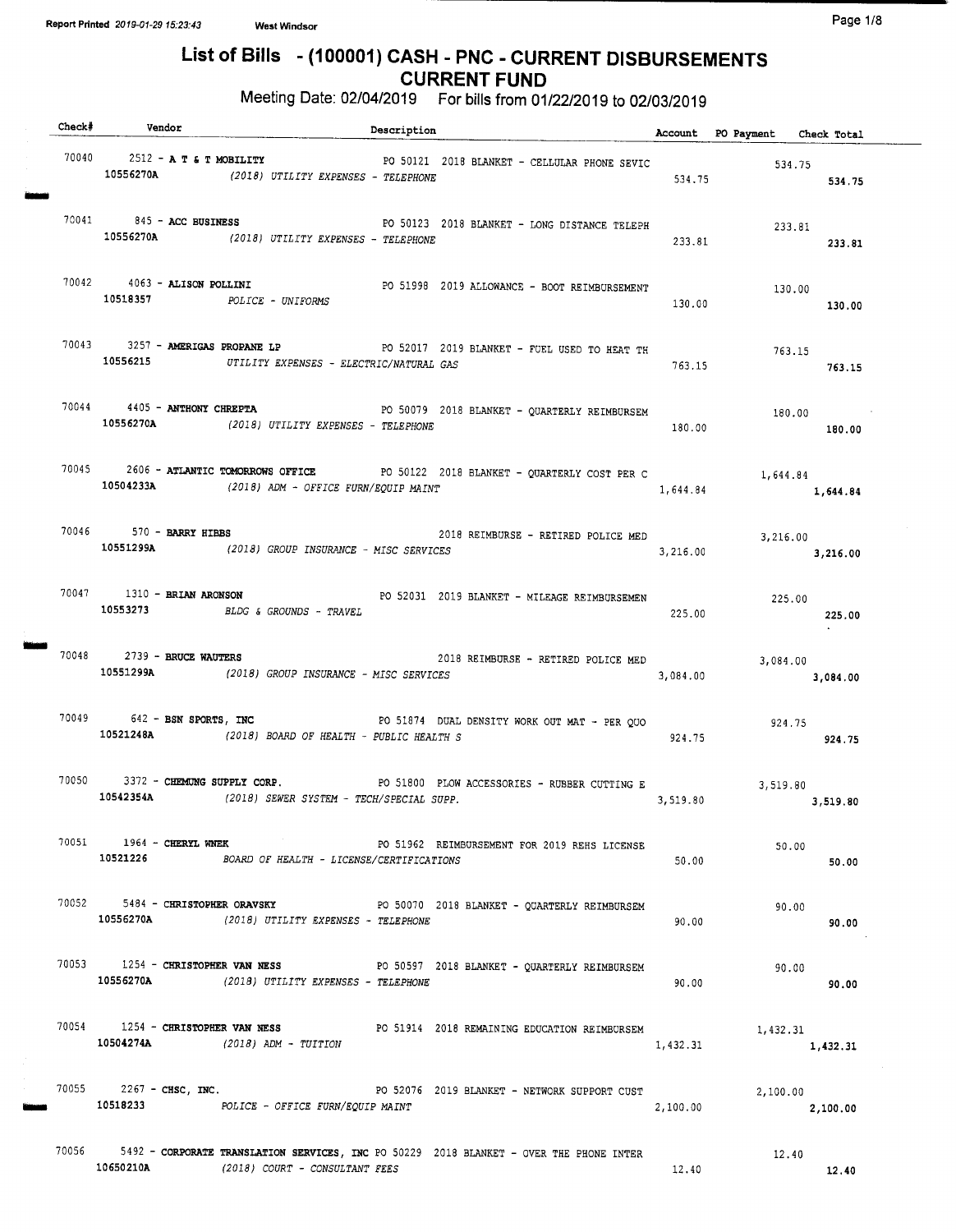# List of Bills - (100001) CASH - PNC - CURRENT DISBURSEMENTS
## CURRENT FUND

Meeting Date: 02/04/2019 For bills from 01/22/2019 to 02/03/2019

| Check# | Vendor | Description | Account | PO Payment | Check Total |
|---|---|---|---|---|---|
| 70040 | 2512 - **A T & T MOBILITY** | PO 50121 2018 BLANKET - CELLULAR PHONE SEVIC | | 534.75 | |
| | 10556270A | *(2018) UTILITY EXPENSES - TELEPHONE* | 534.75 | | 534.75 |
| 70041 | 845 - **ACC BUSINESS** | PO 50123 2018 BLANKET - LONG DISTANCE TELEPH | | 233.81 | |
| | 10556270A | *(2018) UTILITY EXPENSES - TELEPHONE* | 233.81 | | 233.81 |
| 70042 | 4063 - **ALISON POLLINI** | PO 51998 2019 ALLOWANCE - BOOT REIMBURSEMENT | | 130.00 | |
| | 10518357 | *POLICE - UNIFORMS* | 130.00 | | 130.00 |
| 70043 | 3257 - **AMERIGAS PROPANE LP** | PO 52017 2019 BLANKET - FUEL USED TO HEAT TH | | 763.15 | |
| | 10556215 | *UTILITY EXPENSES - ELECTRIC/NATURAL GAS* | 763.15 | | 763.15 |
| 70044 | 4405 - **ANTHONY CHREPTA** | PO 50079 2018 BLANKET - QUARTERLY REIMBURSEM | | 180.00 | |
| | 10556270A | *(2018) UTILITY EXPENSES - TELEPHONE* | 180.00 | | 180.00 |
| 70045 | 2606 - **ATLANTIC TOMORROWS OFFICE** | PO 50122 2018 BLANKET - QUARTERLY COST PER C | | 1,644.84 | |
| | 10504233A | *(2018) ADM - OFFICE FURN/EQUIP MAINT* | 1,644.84 | | 1,644.84 |
| 70046 | 570 - **BARRY HIBBS** | 2018 REIMBURSE - RETIRED POLICE MED | | 3,216.00 | |
| | 10551299A | *(2018) GROUP INSURANCE - MISC SERVICES* | 3,216.00 | | 3,216.00 |
| 70047 | 1310 - **BRIAN ARONSON** | PO 52031 2019 BLANKET - MILEAGE REIMBURSEMEN | | 225.00 | |
| | 10553273 | *BLDG & GROUNDS - TRAVEL* | 225.00 | | 225.00 |
| 70048 | 2739 - **BRUCE WAUTERS** | 2018 REIMBURSE - RETIRED POLICE MED | | 3,084.00 | |
| | 10551299A | *(2018) GROUP INSURANCE - MISC SERVICES* | 3,084.00 | | 3,084.00 |
| 70049 | 642 - **BSN SPORTS, INC** | PO 51874 DUAL DENSITY WORK OUT MAT - PER QUO | | 924.75 | |
| | 10521248A | *(2018) BOARD OF HEALTH - PUBLIC HEALTH S* | 924.75 | | 924.75 |
| 70050 | 3372 - **CHEMUNG SUPPLY CORP.** | PO 51800 PLOW ACCESSORIES - RUBBER CUTTING E | | 3,519.80 | |
| | 10542354A | *(2018) SEWER SYSTEM - TECH/SPECIAL SUPP.* | 3,519.80 | | 3,519.80 |
| 70051 | 1964 - **CHERYL WNEK** | PO 51962 REIMBURSEMENT FOR 2019 REHS LICENSE | | 50.00 | |
| | 10521226 | *BOARD OF HEALTH - LICENSE/CERTIFICATIONS* | 50.00 | | 50.00 |
| 70052 | 5484 - **CHRISTOPHER ORAVSKY** | PO 50070 2018 BLANKET - QUARTERLY REIMBURSEM | | 90.00 | |
| | 10556270A | *(2018) UTILITY EXPENSES - TELEPHONE* | 90.00 | | 90.00 |
| 70053 | 1254 - **CHRISTOPHER VAN NESS** | PO 50597 2018 BLANKET - QUARTERLY REIMBURSEM | | 90.00 | |
| | 10556270A | *(2018) UTILITY EXPENSES - TELEPHONE* | 90.00 | | 90.00 |
| 70054 | 1254 - **CHRISTOPHER VAN NESS** | PO 51914 2018 REMAINING EDUCATION REIMBURSEM | | 1,432.31 | |
| | 10504274A | *(2018) ADM - TUITION* | 1,432.31 | | 1,432.31 |
| 70055 | 2267 - **CHSC, INC.** | PO 52076 2019 BLANKET - NETWORK SUPPORT CUST | | 2,100.00 | |
| | 10518233 | *POLICE - OFFICE FURN/EQUIP MAINT* | 2,100.00 | | 2,100.00 |
| 70056 | 5492 - **CORPORATE TRANSLATION SERVICES, INC** | PO 50229 2018 BLANKET - OVER THE PHONE INTER | | 12.40 | |
| | 10650210A | *(2018) COURT - CONSULTANT FEES* | 12.40 | | 12.40 |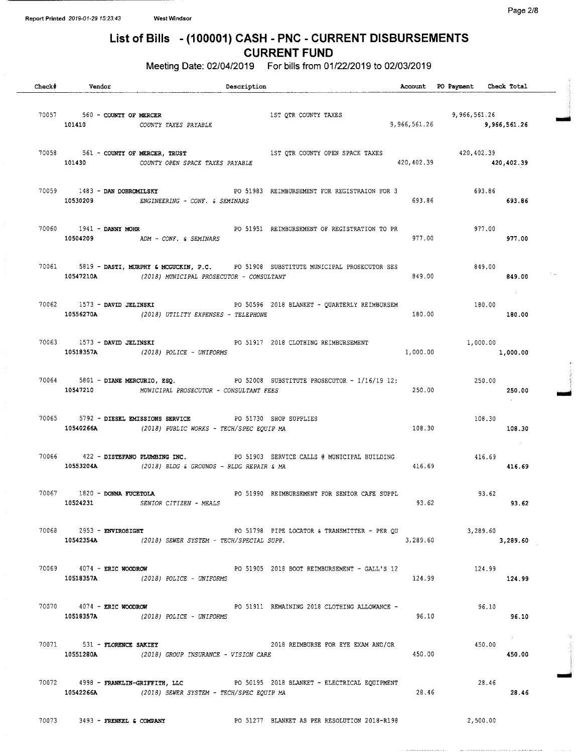# List of Bills - (100001) CASH - PNC - CURRENT DISBURSEMENTS
## CURRENT FUND

Meeting Date: 02/04/2019 For bills from 01/22/2019 to 02/03/2019

| Check# | Vendor | Description | Account | PO Payment | Check Total |
|---|---|---|---|---|---|
| 70057 | 560 - **COUNTY OF MERCER** | 1ST QTR COUNTY TAXES | | 9,966,561.26 | |
| | **101410** *COUNTY TAXES PAYABLE* | | 9,966,561.26 | | **9,966,561.26** |
| 70058 | 561 - **COUNTY OF MERCER, TRUST** | 1ST QTR COUNTY OPEN SPACE TAXES | | 420,402.39 | |
| | **101430** *COUNTY OPEN SPACE TAXES PAYABLE* | | 420,402.39 | | **420,402.39** |
| 70059 | 1483 - **DAN DOBROMILSKY** | PO 51983 REIMBURSEMENT FOR REGISTRAION FOR 3 | | 693.86 | |
| | **10530209** *ENGINEERING - CONF. & SEMINARS* | | 693.86 | | **693.86** |
| 70060 | 1941 - **DANNY MOHR** | PO 51951 REIMBURSEMENT OF REGISTRATION TO PR | | 977.00 | |
| | **10504209** *ADM - CONF. & SEMINARS* | | 977.00 | | **977.00** |
| 70061 | 5819 - **DASTI, MURPHY & MCGUCKIN, P.C.** | PO 51908 SUBSTITUTE MUNICIPAL PROSECUTOR SES | | 849.00 | |
| | **10547210A** *(2018) MUNICIPAL PROSECUTOR - CONSULTANT* | | 849.00 | | **849.00** |
| 70062 | 1573 - **DAVID JELINSKI** | PO 50596 2018 BLANKET - QUARTERLY REIMBURSEM | | 180.00 | |
| | **10556270A** *(2018) UTILITY EXPENSES - TELEPHONE* | | 180.00 | | **180.00** |
| 70063 | 1573 - **DAVID JELINSKI** | PO 51917 2018 CLOTHING REIMBURSEMENT | | 1,000.00 | |
| | **10518357A** *(2018) POLICE - UNIFORMS* | | 1,000.00 | | **1,000.00** |
| 70064 | 5801 - **DIANE MERCURIO, ESQ.** | PO 52008 SUBSTITUTE PROSECUTOR - 1/16/19 12: | | 250.00 | |
| | **10547210** *MUNICIPAL PROSECUTOR - CONSULTANT FEES* | | 250.00 | | **250.00** |
| 70065 | 5792 - **DIESEL EMISSIONS SERVICE** | PO 51730 SHOP SUPPLIES | | 108.30 | |
| | **10540266A** *(2018) PUBLIC WORKS - TECH/SPEC EQUIP MA* | | 108.30 | | **108.30** |
| 70066 | 422 - **DISTEFANO PLUMBING INC.** | PO 51903 SERVICE CALLS @ MUNICIPAL BUILDING | | 416.69 | |
| | **10553204A** *(2018) BLDG & GROUNDS - BLDG REPAIR & MA* | | 416.69 | | **416.69** |
| 70067 | 1820 - **DONNA FUCETOLA** | PO 51990 REIMBURSEMENT FOR SENIOR CAFE SUPPL | | 93.62 | |
| | **10524231** *SENIOR CITIZEN - MEALS* | | 93.62 | | **93.62** |
| 70068 | 2953 - **ENVIROSIGHT** | PO 51798 PIPE LOCATOR & TRANSMITTER - PER QU | | 3,289.60 | |
| | **10542354A** *(2018) SEWER SYSTEM - TECH/SPECIAL SUPP.* | | 3,289.60 | | **3,289.60** |
| 70069 | 4074 - **ERIC WOODROW** | PO 51905 2018 BOOT REIMBURSEMENT - GALL'S 12 | | 124.99 | |
| | **10518357A** *(2018) POLICE - UNIFORMS* | | 124.99 | | **124.99** |
| 70070 | 4074 - **ERIC WOODROW** | PO 51911 REMAINING 2018 CLOTHING ALLOWANCE - | | 96.10 | |
| | **10518357A** *(2018) POLICE - UNIFORMS* | | 96.10 | | **96.10** |
| 70071 | 531 - **FLORENCE SAKIEY** | 2018 REIMBURSE FOR EYE EXAM AND/OR | | 450.00 | |
| | **10551280A** *(2018) GROUP INSURANCE - VISION CARE* | | 450.00 | | **450.00** |
| 70072 | 4998 - **FRANKLIN-GRIFFITH, LLC** | PO 50195 2018 BLANKET - ELECTRICAL EQUIPMENT | | 28.46 | |
| | **10542266A** *(2018) SEWER SYSTEM - TECH/SPEC EQUIP MA* | | 28.46 | | **28.46** |
| 70073 | 3493 - **FRENKEL & COMPANY** | PO 51277 BLANKET AS PER RESOLUTION 2018-R198 | | 2,500.00 | |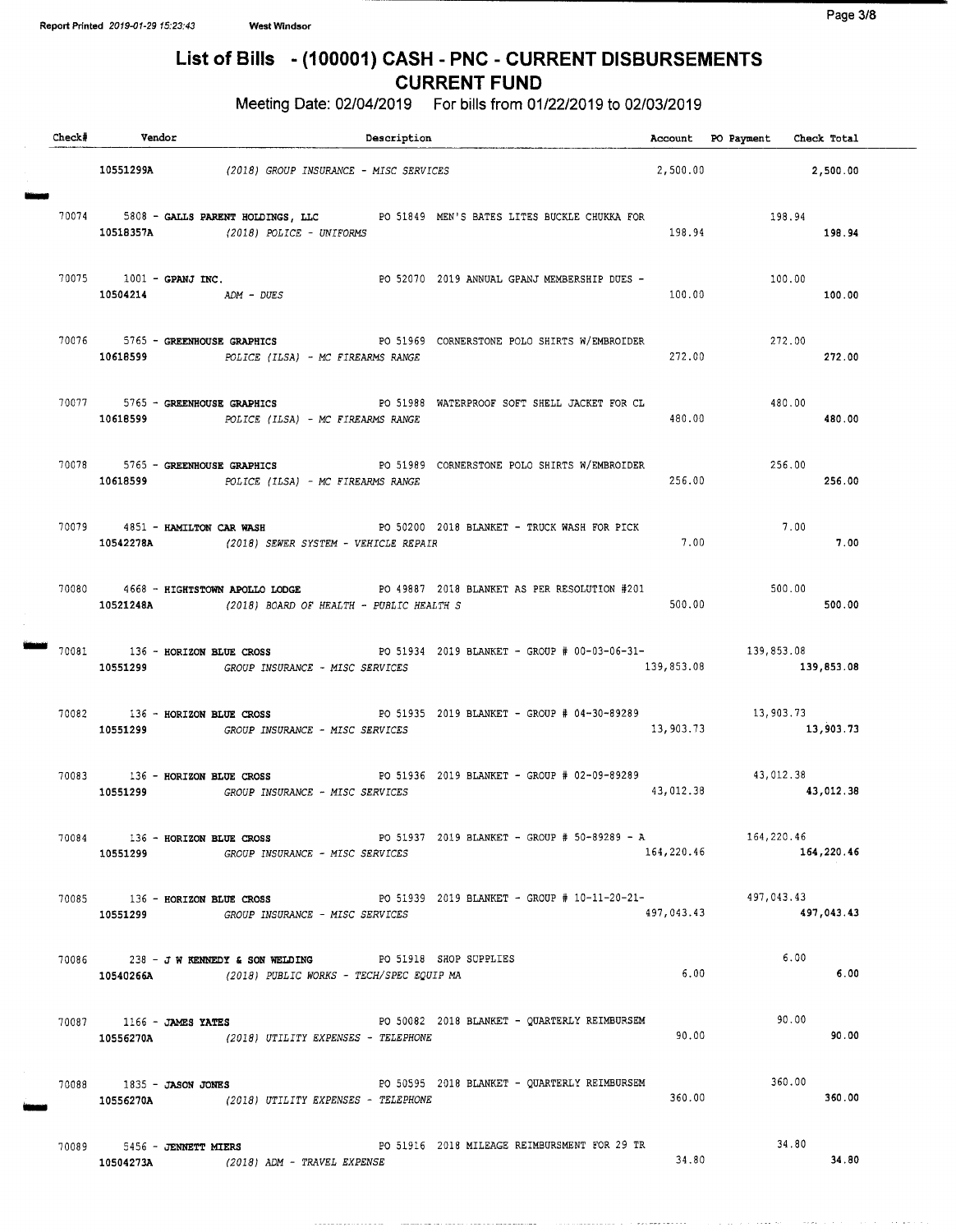# List of Bills - (100001) CASH - PNC - CURRENT DISBURSEMENTS

## CURRENT FUND

Meeting Date: 02/04/2019 For bills from 01/22/2019 to 02/03/2019

| Check# | Vendor | Description | Account | PO Payment | Check Total |
|---|---|---|---|---|---|
| | 10551299A | (2018) GROUP INSURANCE - MISC SERVICES | 2,500.00 | | 2,500.00 |
| 70074 | 5808 - **GALLS PARENT HOLDINGS, LLC** | PO 51849 MEN'S BATES LITES BUCKLE CHUKKA FOR | | 198.94 | |
| | 10518357A | (2018) POLICE - UNIFORMS | 198.94 | | 198.94 |
| 70075 | 1001 - **GPANJ INC.** | PO 52070 2019 ANNUAL GPANJ MEMBERSHIP DUES - | | 100.00 | |
| | 10504214 | ADM - DUES | 100.00 | | 100.00 |
| 70076 | 5765 - **GREENHOUSE GRAPHICS** | PO 51969 CORNERSTONE POLO SHIRTS W/EMBROIDER | | 272.00 | |
| | 10618599 | POLICE (ILSA) - MC FIREARMS RANGE | 272.00 | | 272.00 |
| 70077 | 5765 - **GREENHOUSE GRAPHICS** | PO 51988 WATERPROOF SOFT SHELL JACKET FOR CL | | 480.00 | |
| | 10618599 | POLICE (ILSA) - MC FIREARMS RANGE | 480.00 | | 480.00 |
| 70078 | 5765 - **GREENHOUSE GRAPHICS** | PO 51989 CORNERSTONE POLO SHIRTS W/EMBROIDER | | 256.00 | |
| | 10618599 | POLICE (ILSA) - MC FIREARMS RANGE | 256.00 | | 256.00 |
| 70079 | 4851 - **HAMILTON CAR WASH** | PO 50200 2018 BLANKET - TRUCK WASH FOR PICK | | 7.00 | |
| | 10542278A | (2018) SEWER SYSTEM - VEHICLE REPAIR | 7.00 | | 7.00 |
| 70080 | 4668 - **HIGHTSTOWN APOLLO LODGE** | PO 49887 2018 BLANKET AS PER RESOLUTION #201 | | 500.00 | |
| | 10521248A | (2018) BOARD OF HEALTH - PUBLIC HEALTH S | 500.00 | | 500.00 |
| 70081 | 136 - **HORIZON BLUE CROSS** | PO 51934 2019 BLANKET - GROUP # 00-03-06-31- | | 139,853.08 | |
| | 10551299 | GROUP INSURANCE - MISC SERVICES | 139,853.08 | | 139,853.08 |
| 70082 | 136 - **HORIZON BLUE CROSS** | PO 51935 2019 BLANKET - GROUP # 04-30-89289 | | 13,903.73 | |
| | 10551299 | GROUP INSURANCE - MISC SERVICES | 13,903.73 | | 13,903.73 |
| 70083 | 136 - **HORIZON BLUE CROSS** | PO 51936 2019 BLANKET - GROUP # 02-09-89289 | | 43,012.38 | |
| | 10551299 | GROUP INSURANCE - MISC SERVICES | 43,012.38 | | 43,012.38 |
| 70084 | 136 - **HORIZON BLUE CROSS** | PO 51937 2019 BLANKET - GROUP # 50-89289 - A | | 164,220.46 | |
| | 10551299 | GROUP INSURANCE - MISC SERVICES | 164,220.46 | | 164,220.46 |
| 70085 | 136 - **HORIZON BLUE CROSS** | PO 51939 2019 BLANKET - GROUP # 10-11-20-21- | | 497,043.43 | |
| | 10551299 | GROUP INSURANCE - MISC SERVICES | 497,043.43 | | 497,043.43 |
| 70086 | 238 - **J W KENNEDY & SON WELDING** | PO 51918 SHOP SUPPLIES | | 6.00 | |
| | 10540266A | (2018) PUBLIC WORKS - TECH/SPEC EQUIP MA | 6.00 | | 6.00 |
| 70087 | 1166 - **JAMES YATES** | PO 50082 2018 BLANKET - QUARTERLY REIMBURSEM | | 90.00 | |
| | 10556270A | (2018) UTILITY EXPENSES - TELEPHONE | 90.00 | | 90.00 |
| 70088 | 1835 - **JASON JONES** | PO 50595 2018 BLANKET - QUARTERLY REIMBURSEM | | 360.00 | |
| | 10556270A | (2018) UTILITY EXPENSES - TELEPHONE | 360.00 | | 360.00 |
| 70089 | 5456 - **JENNETT MIERS** | PO 51916 2018 MILEAGE REIMBURSMENT FOR 29 TR | | 34.80 | |
| | 10504273A | (2018) ADM - TRAVEL EXPENSE | 34.80 | | 34.80 |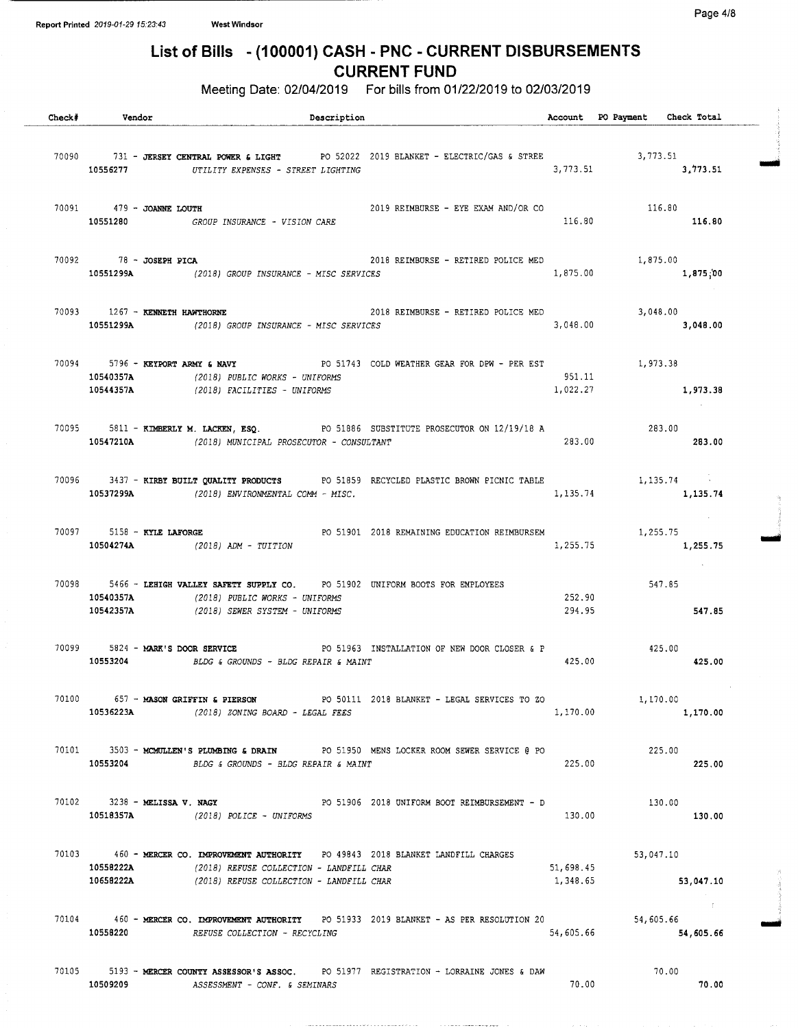Report Printed 2019-01-29 15:23:43 West Windsor

# List of Bills - (100001) CASH - PNC - CURRENT DISBURSEMENTS

## CURRENT FUND

Meeting Date: 02/04/2019 For bills from 01/22/2019 to 02/03/2019

| Check# | Vendor | Description | Account | PO Payment | Check Total |
|---|---|---|---|---|---|
| 70090 | 731 - **JERSEY CENTRAL POWER & LIGHT** | PO 52022 2019 BLANKET - ELECTRIC/GAS & STREE | | 3,773.51 | |
| | **10556277** | *UTILITY EXPENSES - STREET LIGHTING* | 3,773.51 | | **3,773.51** |
| 70091 | 479 - **JOANNE LOUTH** | 2019 REIMBURSE - EYE EXAM AND/OR CO | | 116.80 | |
| | **10551280** | *GROUP INSURANCE - VISION CARE* | 116.80 | | **116.80** |
| 70092 | 78 - **JOSEPH PICA** | 2018 REIMBURSE - RETIRED POLICE MED | | 1,875.00 | |
| | **10551299A** | *(2018) GROUP INSURANCE - MISC SERVICES* | 1,875.00 | | **1,875.00** |
| 70093 | 1267 - **KENNETH HAWTHORNE** | 2018 REIMBURSE - RETIRED POLICE MED | | 3,048.00 | |
| | **10551299A** | *(2018) GROUP INSURANCE - MISC SERVICES* | 3,048.00 | | **3,048.00** |
| 70094 | 5796 - **KEYPORT ARMY & NAVY** | PO 51743 COLD WEATHER GEAR FOR DPW - PER EST | | 1,973.38 | |
| | **10540357A** | *(2018) PUBLIC WORKS - UNIFORMS* | 951.11 | | |
| | **10544357A** | *(2018) FACILITIES - UNIFORMS* | 1,022.27 | | **1,973.38** |
| 70095 | 5811 - **KIMBERLY M. LACKEN, ESQ.** | PO 51886 SUBSTITUTE PROSECUTOR ON 12/19/18 A | | 283.00 | |
| | **10547210A** | *(2018) MUNICIPAL PROSECUTOR - CONSULTANT* | 283.00 | | **283.00** |
| 70096 | 3437 - **KIRBY BUILT QUALITY PRODUCTS** | PO 51859 RECYCLED PLASTIC BROWN PICNIC TABLE | | 1,135.74 | |
| | **10537299A** | *(2018) ENVIRONMENTAL COMM - MISC.* | 1,135.74 | | **1,135.74** |
| 70097 | 5158 - **KYLE LAFORGE** | PO 51901 2018 REMAINING EDUCATION REIMBURSEM | | 1,255.75 | |
| | **10504274A** | *(2018) ADM - TUITION* | 1,255.75 | | **1,255.75** |
| 70098 | 5466 - **LEHIGH VALLEY SAFETY SUPPLY CO.** | PO 51902 UNIFORM BOOTS FOR EMPLOYEES | | 547.85 | |
| | **10540357A** | *(2018) PUBLIC WORKS - UNIFORMS* | 252.90 | | |
| | **10542357A** | *(2018) SEWER SYSTEM - UNIFORMS* | 294.95 | | **547.85** |
| 70099 | 5824 - **MARK'S DOOR SERVICE** | PO 51963 INSTALLATION OF NEW DOOR CLOSER & P | | 425.00 | |
| | **10553204** | *BLDG & GROUNDS - BLDG REPAIR & MAINT* | 425.00 | | **425.00** |
| 70100 | 657 - **MASON GRIFFIN & PIERSON** | PO 50111 2018 BLANKET - LEGAL SERVICES TO ZO | | 1,170.00 | |
| | **10536223A** | *(2018) ZONING BOARD - LEGAL FEES* | 1,170.00 | | **1,170.00** |
| 70101 | 3503 - **MCMULLEN'S PLUMBING & DRAIN** | PO 51950 MENS LOCKER ROOM SEWER SERVICE @ PO | | 225.00 | |
| | **10553204** | *BLDG & GROUNDS - BLDG REPAIR & MAINT* | 225.00 | | **225.00** |
| 70102 | 3238 - **MELISSA V. NAGY** | PO 51906 2018 UNIFORM BOOT REIMBURSEMENT - D | | 130.00 | |
| | **10518357A** | *(2018) POLICE - UNIFORMS* | 130.00 | | **130.00** |
| 70103 | 460 - **MERCER CO. IMPROVEMENT AUTHORITY** | PO 49843 2018 BLANKET LANDFILL CHARGES | | 53,047.10 | |
| | **10558222A** | *(2018) REFUSE COLLECTION - LANDFILL CHAR* | 51,698.45 | | |
| | **10658222A** | *(2018) REFUSE COLLECTION - LANDFILL CHAR* | 1,348.65 | | **53,047.10** |
| 70104 | 460 - **MERCER CO. IMPROVEMENT AUTHORITY** | PO 51933 2019 BLANKET - AS PER RESOLUTION 20 | | 54,605.66 | |
| | **10558220** | *REFUSE COLLECTION - RECYCLING* | 54,605.66 | | **54,605.66** |
| 70105 | 5193 - **MERCER COUNTY ASSESSOR'S ASSOC.** | PO 51977 REGISTRATION - LORRAINE JONES & DAW | | 70.00 | |
| | **10509209** | *ASSESSMENT - CONF. & SEMINARS* | 70.00 | | **70.00** |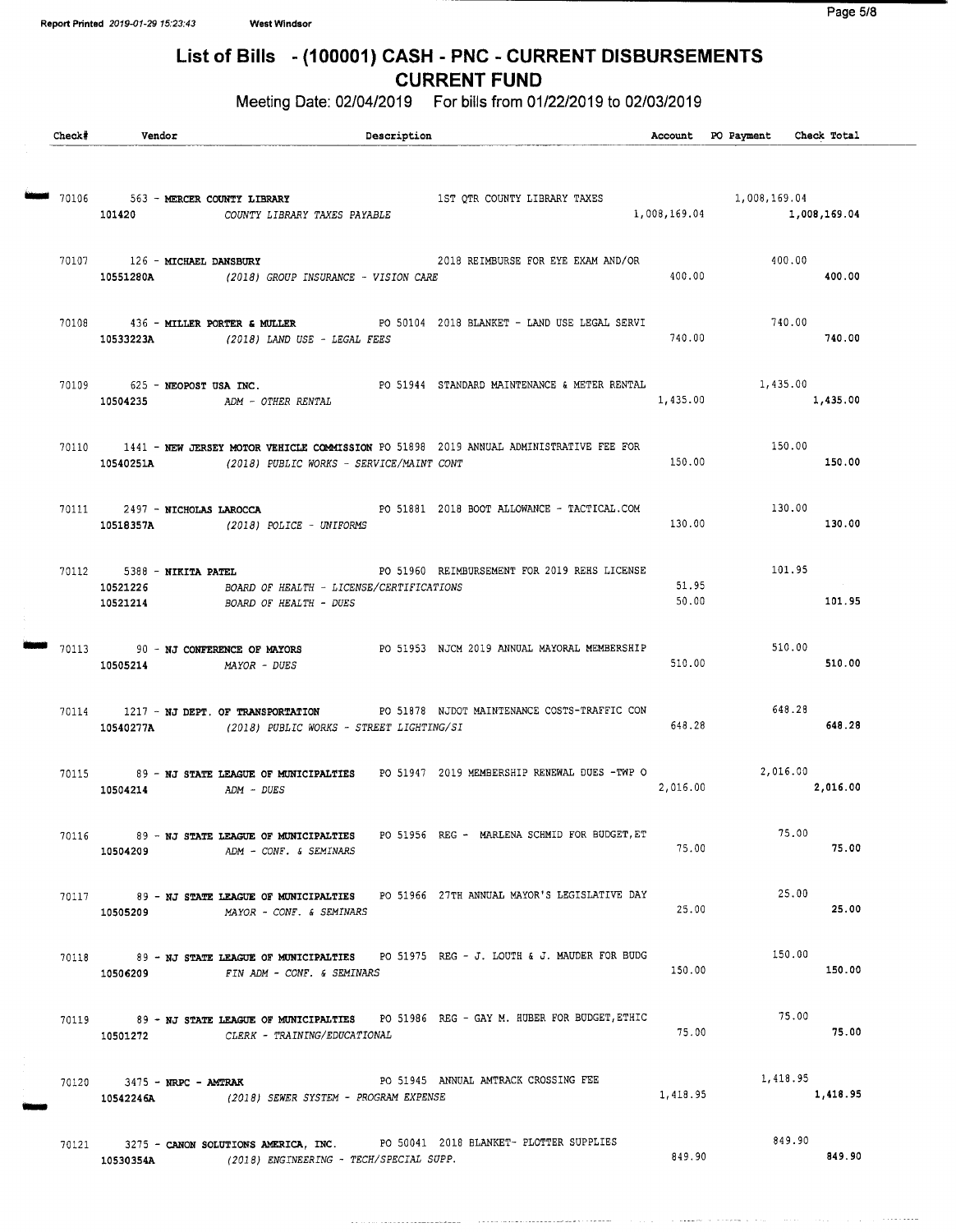Report Printed 2019-01-29 15:23:43 West Windsor

# List of Bills - (100001) CASH - PNC - CURRENT DISBURSEMENTS
## CURRENT FUND

Meeting Date: 02/04/2019 For bills from 01/22/2019 to 02/03/2019

| Check# | Vendor | Description | Account | PO Payment | Check Total |
|---|---|---|---|---|---|
| 70106 | 563 - **MERCER COUNTY LIBRARY** | 1ST QTR COUNTY LIBRARY TAXES | | 1,008,169.04 | |
| | 101420 | *COUNTY LIBRARY TAXES PAYABLE* | 1,008,169.04 | | **1,008,169.04** |
| 70107 | 126 - **MICHAEL DANSBURY** | 2018 REIMBURSE FOR EYE EXAM AND/OR | | 400.00 | |
| | 10551280A | *(2018) GROUP INSURANCE - VISION CARE* | 400.00 | | **400.00** |
| 70108 | 436 - **MILLER PORTER & MULLER** | PO 50104 2018 BLANKET - LAND USE LEGAL SERVI | | 740.00 | |
| | 10533223A | *(2018) LAND USE - LEGAL FEES* | 740.00 | | **740.00** |
| 70109 | 625 - **NEOPOST USA INC.** | PO 51944 STANDARD MAINTENANCE & METER RENTAL | | 1,435.00 | |
| | 10504235 | *ADM - OTHER RENTAL* | 1,435.00 | | **1,435.00** |
| 70110 | 1441 - **NEW JERSEY MOTOR VEHICLE COMMISSION** | PO 51898 2019 ANNUAL ADMINISTRATIVE FEE FOR | | 150.00 | |
| | 10540251A | *(2018) PUBLIC WORKS - SERVICE/MAINT CONT* | 150.00 | | **150.00** |
| 70111 | 2497 - **NICHOLAS LAROCCA** | PO 51881 2018 BOOT ALLOWANCE - TACTICAL.COM | | 130.00 | |
| | 10518357A | *(2018) POLICE - UNIFORMS* | 130.00 | | **130.00** |
| 70112 | 5388 - **NIKITA PATEL** | PO 51960 REIMBURSEMENT FOR 2019 REHS LICENSE | | 101.95 | |
| | 10521226 | *BOARD OF HEALTH - LICENSE/CERTIFICATIONS* | 51.95 | | |
| | 10521214 | *BOARD OF HEALTH - DUES* | 50.00 | | **101.95** |
| 70113 | 90 - **NJ CONFERENCE OF MAYORS** | PO 51953 NJCM 2019 ANNUAL MAYORAL MEMBERSHIP | | 510.00 | |
| | 10505214 | *MAYOR - DUES* | 510.00 | | **510.00** |
| 70114 | 1217 - **NJ DEPT. OF TRANSPORTATION** | PO 51878 NJDOT MAINTENANCE COSTS-TRAFFIC CON | | 648.28 | |
| | 10540277A | *(2018) PUBLIC WORKS - STREET LIGHTING/SI* | 648.28 | | **648.28** |
| 70115 | 89 - **NJ STATE LEAGUE OF MUNICIPALTIES** | PO 51947 2019 MEMBERSHIP RENEWAL DUES -TWP O | | 2,016.00 | |
| | 10504214 | *ADM - DUES* | 2,016.00 | | **2,016.00** |
| 70116 | 89 - **NJ STATE LEAGUE OF MUNICIPALTIES** | PO 51956 REG - MARLENA SCHMID FOR BUDGET,ET | | 75.00 | |
| | 10504209 | *ADM - CONF. & SEMINARS* | 75.00 | | **75.00** |
| 70117 | 89 - **NJ STATE LEAGUE OF MUNICIPALTIES** | PO 51966 27TH ANNUAL MAYOR'S LEGISLATIVE DAY | | 25.00 | |
| | 10505209 | *MAYOR - CONF. & SEMINARS* | 25.00 | | **25.00** |
| 70118 | 89 - **NJ STATE LEAGUE OF MUNICIPALTIES** | PO 51975 REG - J. LOUTH & J. MAUDER FOR BUDG | | 150.00 | |
| | 10506209 | *FIN ADM - CONF. & SEMINARS* | 150.00 | | **150.00** |
| 70119 | 89 - **NJ STATE LEAGUE OF MUNICIPALTIES** | PO 51986 REG - GAY M. HUBER FOR BUDGET,ETHIC | | 75.00 | |
| | 10501272 | *CLERK - TRAINING/EDUCATIONAL* | 75.00 | | **75.00** |
| 70120 | 3475 - **NRPC - AMTRAK** | PO 51945 ANNUAL AMTRACK CROSSING FEE | | 1,418.95 | |
| | 10542246A | *(2018) SEWER SYSTEM - PROGRAM EXPENSE* | 1,418.95 | | **1,418.95** |
| 70121 | 3275 - **CANON SOLUTIONS AMERICA, INC.** | PO 50041 2018 BLANKET- PLOTTER SUPPLIES | | 849.90 | |
| | 10530354A | *(2018) ENGINEERING - TECH/SPECIAL SUPP.* | 849.90 | | **849.90** |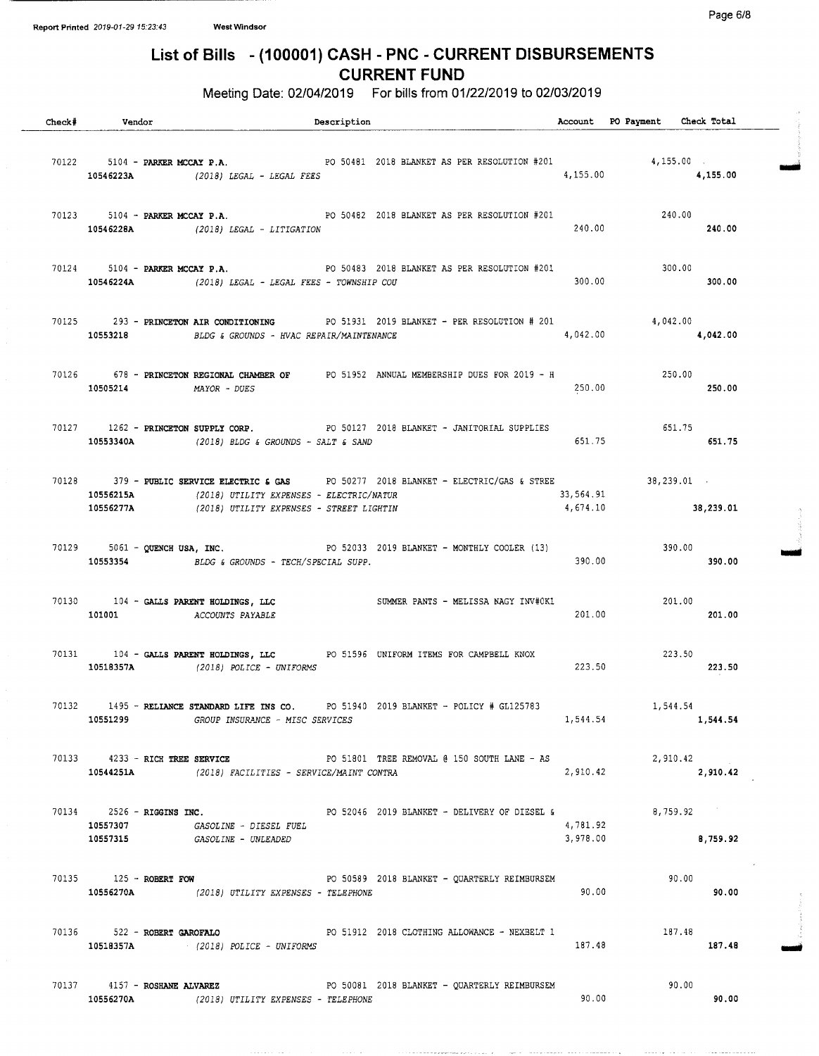Report Printed 2019-01-29 15:23:43 West Windsor

# List of Bills - (100001) CASH - PNC - CURRENT DISBURSEMENTS
## CURRENT FUND

Meeting Date: 02/04/2019 For bills from 01/22/2019 to 02/03/2019

| Check# | Vendor | Description | Account | PO Payment | Check Total |
|---|---|---|---|---|---|
| 70122 | 5104 - **PARKER MCCAY P.A.** | PO 50481 2018 BLANKET AS PER RESOLUTION #201 | | 4,155.00 | |
| | **10546223A** | *(2018) LEGAL - LEGAL FEES* | 4,155.00 | | **4,155.00** |
| 70123 | 5104 - **PARKER MCCAY P.A.** | PO 50482 2018 BLANKET AS PER RESOLUTION #201 | | 240.00 | |
| | **10546228A** | *(2018) LEGAL - LITIGATION* | 240.00 | | **240.00** |
| 70124 | 5104 - **PARKER MCCAY P.A.** | PO 50483 2018 BLANKET AS PER RESOLUTION #201 | | 300.00 | |
| | **10546224A** | *(2018) LEGAL - LEGAL FEES - TOWNSHIP COU* | 300.00 | | **300.00** |
| 70125 | 293 - **PRINCETON AIR CONDITIONING** | PO 51931 2019 BLANKET - PER RESOLUTION # 201 | | 4,042.00 | |
| | **10553218** | *BLDG & GROUNDS - HVAC REPAIR/MAINTENANCE* | 4,042.00 | | **4,042.00** |
| 70126 | 678 - **PRINCETON REGIONAL CHAMBER OF** | PO 51952 ANNUAL MEMBERSHIP DUES FOR 2019 - H | | 250.00 | |
| | **10505214** | *MAYOR - DUES* | 250.00 | | **250.00** |
| 70127 | 1262 - **PRINCETON SUPPLY CORP.** | PO 50127 2018 BLANKET - JANITORIAL SUPPLIES | | 651.75 | |
| | **10553340A** | *(2018) BLDG & GROUNDS - SALT & SAND* | 651.75 | | **651.75** |
| 70128 | 379 - **PUBLIC SERVICE ELECTRIC & GAS** | PO 50277 2018 BLANKET - ELECTRIC/GAS & STREE | | 38,239.01 | |
| | **10556215A** | *(2018) UTILITY EXPENSES - ELECTRIC/NATUR* | 33,564.91 | | |
| | **10556277A** | *(2018) UTILITY EXPENSES - STREET LIGHTIN* | 4,674.10 | | **38,239.01** |
| 70129 | 5061 - **QUENCH USA, INC.** | PO 52033 2019 BLANKET - MONTHLY COOLER (13) | | 390.00 | |
| | **10553354** | *BLDG & GROUNDS - TECH/SPECIAL SUPP.* | 390.00 | | **390.00** |
| 70130 | 104 - **GALLS PARENT HOLDINGS, LLC** | SUMMER PANTS - MELISSA NAGY INV#0K1 | | 201.00 | |
| | **101001** | *ACCOUNTS PAYABLE* | 201.00 | | **201.00** |
| 70131 | 104 - **GALLS PARENT HOLDINGS, LLC** | PO 51596 UNIFORM ITEMS FOR CAMPBELL KNOX | | 223.50 | |
| | **10518357A** | *(2018) POLICE - UNIFORMS* | 223.50 | | **223.50** |
| 70132 | 1495 - **RELIANCE STANDARD LIFE INS CO.** | PO 51940 2019 BLANKET - POLICY # GL125783 | | 1,544.54 | |
| | **10551299** | *GROUP INSURANCE - MISC SERVICES* | 1,544.54 | | **1,544.54** |
| 70133 | 4233 - **RICH TREE SERVICE** | PO 51801 TREE REMOVAL @ 150 SOUTH LANE - AS | | 2,910.42 | |
| | **10544251A** | *(2018) FACILITIES - SERVICE/MAINT CONTRA* | 2,910.42 | | **2,910.42** |
| 70134 | 2526 - **RIGGINS INC.** | PO 52046 2019 BLANKET - DELIVERY OF DIESEL & | | 8,759.92 | |
| | **10557307** | *GASOLINE - DIESEL FUEL* | 4,781.92 | | |
| | **10557315** | *GASOLINE - UNLEADED* | 3,978.00 | | **8,759.92** |
| 70135 | 125 - **ROBERT FOW** | PO 50589 2018 BLANKET - QUARTERLY REIMBURSEM | | 90.00 | |
| | **10556270A** | *(2018) UTILITY EXPENSES - TELEPHONE* | 90.00 | | **90.00** |
| 70136 | 522 - **ROBERT GAROFALO** | PO 51912 2018 CLOTHING ALLOWANCE - NEXBELT 1 | | 187.48 | |
| | **10518357A** | *(2018) POLICE - UNIFORMS* | 187.48 | | **187.48** |
| 70137 | 4157 - **ROSHANE ALVAREZ** | PO 50081 2018 BLANKET - QUARTERLY REIMBURSEM | | 90.00 | |
| | **10556270A** | *(2018) UTILITY EXPENSES - TELEPHONE* | 90.00 | | **90.00** |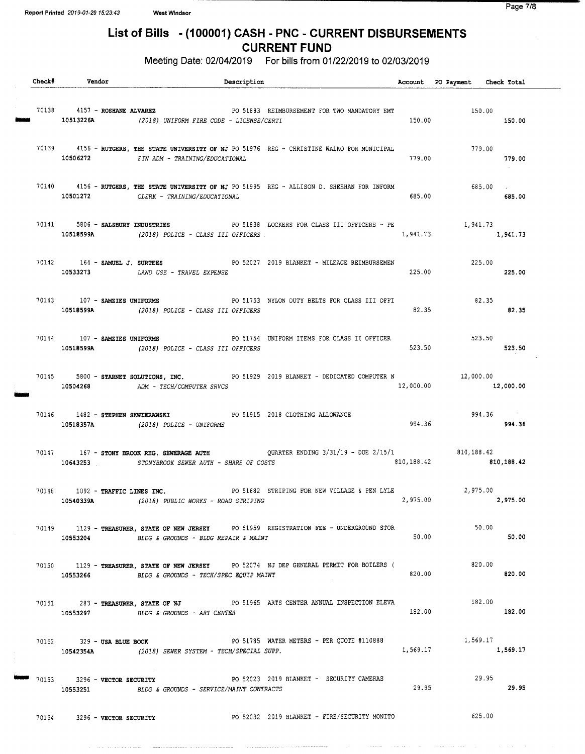# List of Bills - (100001) CASH - PNC - CURRENT DISBURSEMENTS
## CURRENT FUND

Meeting Date: 02/04/2019 For bills from 01/22/2019 to 02/03/2019

| Check# | Vendor | Description | Account | PO Payment | Check Total |
|---|---|---|---|---|---|
| 70138 | 4157 - ROSHANE ALVAREZ | PO 51883 REIMBURSEMENT FOR TWO MANDATORY EMT | | 150.00 | |
| | 10513226A | (2018) UNIFORM FIRE CODE - LICENSE/CERTI | 150.00 | | 150.00 |
| 70139 | 4156 - RUTGERS, THE STATE UNIVERSITY OF NJ | PO 51976 REG - CHRISTINE WALKO FOR MUNICIPAL | | 779.00 | |
| | 10506272 | FIN ADM - TRAINING/EDUCATIONAL | 779.00 | | 779.00 |
| 70140 | 4156 - RUTGERS, THE STATE UNIVERSITY OF NJ | PO 51995 REG - ALLISON D. SHEEHAN FOR INFORM | | 685.00 | |
| | 10501272 | CLERK - TRAINING/EDUCATIONAL | 685.00 | | 685.00 |
| 70141 | 5806 - SALSBURY INDUSTRIES | PO 51838 LOCKERS FOR CLASS III OFFICERS - PE | | 1,941.73 | |
| | 10518599A | (2018) POLICE - CLASS III OFFICERS | 1,941.73 | | 1,941.73 |
| 70142 | 164 - SAMUEL J. SURTEES | PO 52027 2019 BLANKET - MILEAGE REIMBURSEMEN | | 225.00 | |
| | 10533273 | LAND USE - TRAVEL EXPENSE | 225.00 | | 225.00 |
| 70143 | 107 - SAMZIES UNIFORMS | PO 51753 NYLON DUTY BELTS FOR CLASS III OFFI | | 82.35 | |
| | 10518599A | (2018) POLICE - CLASS III OFFICERS | 82.35 | | 82.35 |
| 70144 | 107 - SAMZIES UNIFORMS | PO 51754 UNIFORM ITEMS FOR CLASS II OFFICER | | 523.50 | |
| | 10518599A | (2018) POLICE - CLASS III OFFICERS | 523.50 | | 523.50 |
| 70145 | 5800 - STARNET SOLUTIONS, INC. | PO 51929 2019 BLANKET - DEDICATED COMPUTER N | | 12,000.00 | |
| | 10504268 | ADM - TECH/COMPUTER SRVCS | 12,000.00 | | 12,000.00 |
| 70146 | 1482 - STEPHEN SKWIERAWSKI | PO 51915 2018 CLOTHING ALLOWANCE | | 994.36 | |
| | 10518357A | (2018) POLICE - UNIFORMS | 994.36 | | 994.36 |
| 70147 | 167 - STONY BROOK REG. SEWERAGE AUTH | QUARTER ENDING 3/31/19 - DUE 2/15/1 | | 810,188.42 | |
| | 10643253 | STONYBROOK SEWER AUTH - SHARE OF COSTS | 810,188.42 | | 810,188.42 |
| 70148 | 1092 - TRAFFIC LINES INC. | PO 51682 STRIPING FOR NEW VILLAGE & PEN LYLE | | 2,975.00 | |
| | 10540339A | (2018) PUBLIC WORKS - ROAD STRIPING | 2,975.00 | | 2,975.00 |
| 70149 | 1129 - TREASURER, STATE OF NEW JERSEY | PO 51959 REGISTRATION FEE - UNDERGROUND STOR | | 50.00 | |
| | 10553204 | BLDG & GROUNDS - BLDG REPAIR & MAINT | 50.00 | | 50.00 |
| 70150 | 1129 - TREASURER, STATE OF NEW JERSEY | PO 52074 NJ DEP GENERAL PERMIT FOR BOILERS ( | | 820.00 | |
| | 10553266 | BLDG & GROUNDS - TECH/SPEC EQUIP MAINT | 820.00 | | 820.00 |
| 70151 | 283 - TREASURER, STATE OF NJ | PO 51965 ARTS CENTER ANNUAL INSPECTION ELEVA | | 182.00 | |
| | 10553297 | BLDG & GROUNDS - ART CENTER | 182.00 | | 182.00 |
| 70152 | 329 - USA BLUE BOOK | PO 51785 WATER METERS - PER QUOTE #110888 | | 1,569.17 | |
| | 10542354A | (2018) SEWER SYSTEM - TECH/SPECIAL SUPP. | 1,569.17 | | 1,569.17 |
| 70153 | 3296 - VECTOR SECURITY | PO 52023 2019 BLANKET - SECURITY CAMERAS | | 29.95 | |
| | 10553251 | BLDG & GROUNDS - SERVICE/MAINT CONTRACTS | 29.95 | | 29.95 |
| 70154 | 3296 - VECTOR SECURITY | PO 52032 2019 BLANKET - FIRE/SECURITY MONITO | | 625.00 | |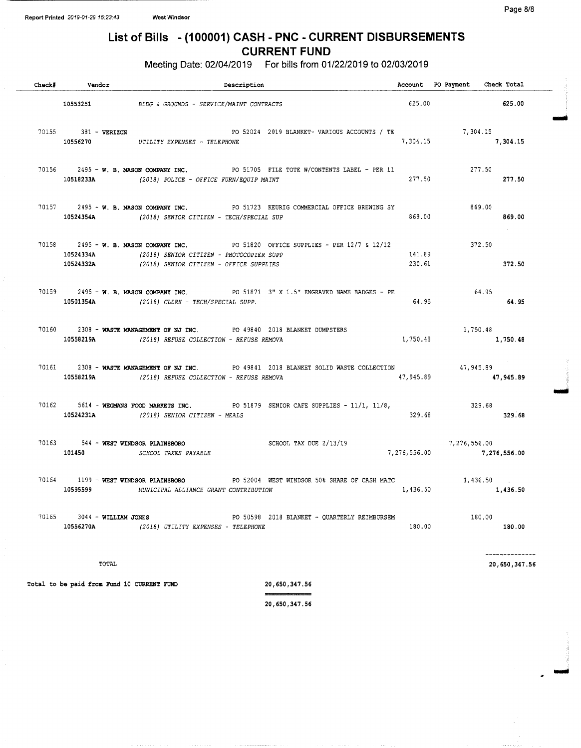Report Printed 2019-01-29 15:23:43 West Windsor

# List of Bills - (100001) CASH - PNC - CURRENT DISBURSEMENTS
## CURRENT FUND

Meeting Date: 02/04/2019 For bills from 01/22/2019 to 02/03/2019

| Check# | Vendor | Description | Account | PO Payment | Check Total |
|---|---|---|---|---|---|
| | 10553251 | BLDG & GROUNDS - SERVICE/MAINT CONTRACTS | 625.00 | | 625.00 |
| 70155 | 381 - **VERIZON** | PO 52024 2019 BLANKET- VARIOUS ACCOUNTS / TE | | 7,304.15 | |
| | 10556270 | UTILITY EXPENSES - TELEPHONE | 7,304.15 | | 7,304.15 |
| 70156 | 2495 - **W. B. MASON COMPANY INC.** | PO 51705 FILE TOTE W/CONTENTS LABEL - PER 11 | | 277.50 | |
| | 10518233A | (2018) POLICE - OFFICE FURN/EQUIP MAINT | 277.50 | | 277.50 |
| 70157 | 2495 - **W. B. MASON COMPANY INC.** | PO 51723 KEURIG COMMERCIAL OFFICE BREWING SY | | 869.00 | |
| | 10524354A | (2018) SENIOR CITIZEN - TECH/SPECIAL SUP | 869.00 | | 869.00 |
| 70158 | 2495 - **W. B. MASON COMPANY INC.** | PO 51820 OFFICE SUPPLIES - PER 12/7 & 12/12 | | 372.50 | |
| | 10524334A | (2018) SENIOR CITIZEN - PHOTOCOPIER SUPP | 141.89 | | |
| | 10524332A | (2018) SENIOR CITIZEN - OFFICE SUPPLIES | 230.61 | | 372.50 |
| 70159 | 2495 - **W. B. MASON COMPANY INC.** | PO 51871 3" X 1.5" ENGRAVED NAME BADGES - PE | | 64.95 | |
| | 10501354A | (2018) CLERK - TECH/SPECIAL SUPP. | 64.95 | | 64.95 |
| 70160 | 2308 - **WASTE MANAGEMENT OF NJ INC.** | PO 49840 2018 BLANKET DUMPSTERS | | 1,750.48 | |
| | 10558219A | (2018) REFUSE COLLECTION - REFUSE REMOVA | 1,750.48 | | 1,750.48 |
| 70161 | 2308 - **WASTE MANAGEMENT OF NJ INC.** | PO 49841 2018 BLANKET SOLID WASTE COLLECTION | | 47,945.89 | |
| | 10558219A | (2018) REFUSE COLLECTION - REFUSE REMOVA | 47,945.89 | | 47,945.89 |
| 70162 | 5614 - **WEGMANS FOOD MARKETS INC.** | PO 51879 SENIOR CAFE SUPPLIES - 11/1, 11/8, | | 329.68 | |
| | 10524231A | (2018) SENIOR CITIZEN - MEALS | 329.68 | | 329.68 |
| 70163 | 544 - **WEST WINDSOR PLAINSBORO** | SCHOOL TAX DUE 2/13/19 | | 7,276,556.00 | |
| | 101450 | SCHOOL TAXES PAYABLE | 7,276,556.00 | | 7,276,556.00 |
| 70164 | 1199 - **WEST WINDSOR PLAINSBORO** | PO 52004 WEST WINDSOR 50% SHARE OF CASH MATC | | 1,436.50 | |
| | 10595599 | MUNICIPAL ALLIANCE GRANT CONTRIBUTION | 1,436.50 | | 1,436.50 |
| 70165 | 3044 - **WILLIAM JONES** | PO 50598 2018 BLANKET - QUARTERLY REIMBURSEM | | 180.00 | |
| | 10556270A | (2018) UTILITY EXPENSES - TELEPHONE | 180.00 | | 180.00 |
| | TOTAL | | | | 20,650,347.56 |

Total to be paid from Fund 10 CURRENT FUND 20,650,347.56

20,650,347.56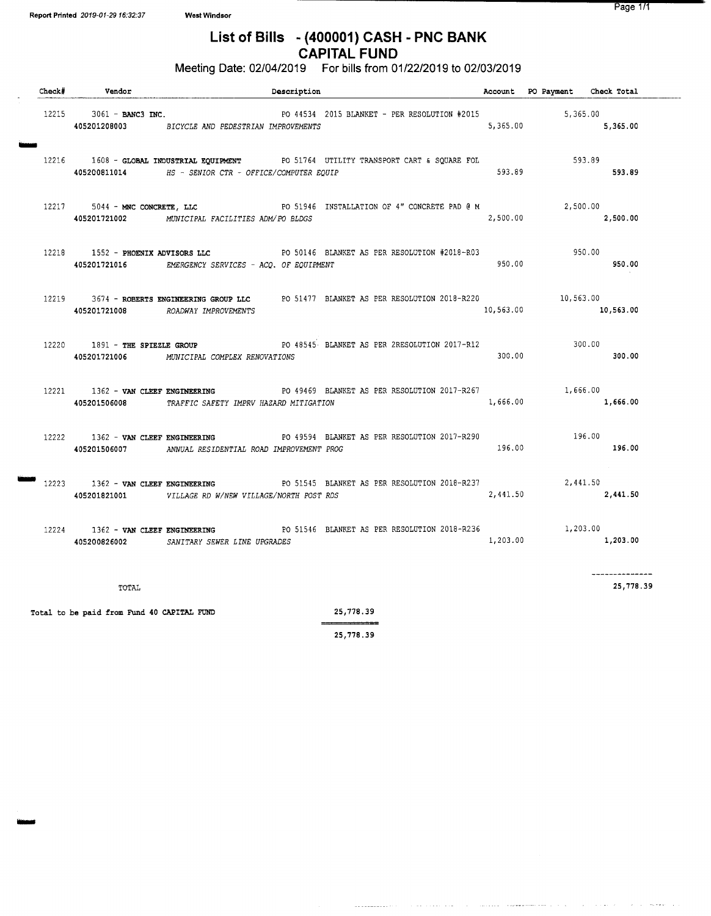Report Printed 2019-01-29 16:32:37 West Windsor

# List of Bills - (400001) CASH - PNC BANK
## CAPITAL FUND

Meeting Date: 02/04/2019 For bills from 01/22/2019 to 02/03/2019

| Check# | Vendor | Description | Account | PO Payment | Check Total |
|---|---|---|---|---|---|
| 12215 | 3061 - **BANC3 INC.** | PO 44534 2015 BLANKET - PER RESOLUTION #2015 | | 5,365.00 | |
| | 405201208003 | *BICYCLE AND PEDESTRIAN IMPROVEMENTS* | 5,365.00 | | 5,365.00 |
| 12216 | 1608 - **GLOBAL INDUSTRIAL EQUIPMENT** | PO 51764 UTILITY TRANSPORT CART & SQUARE FOL | | 593.89 | |
| | 405200811014 | *HS - SENIOR CTR - OFFICE/COMPUTER EQUIP* | 593.89 | | 593.89 |
| 12217 | 5044 - **MNC CONCRETE, LLC** | PO 51946 INSTALLATION OF 4" CONCRETE PAD @ M | | 2,500.00 | |
| | 405201721002 | *MUNICIPAL FACILITIES ADM/PO BLDGS* | 2,500.00 | | 2,500.00 |
| 12218 | 1552 - **PHOENIX ADVISORS LLC** | PO 50146 BLANKET AS PER RESOLUTION #2018-R03 | | 950.00 | |
| | 405201721016 | *EMERGENCY SERVICES - ACQ. OF EQUIPMENT* | 950.00 | | 950.00 |
| 12219 | 3674 - **ROBERTS ENGINEERING GROUP LLC** | PO 51477 BLANKET AS PER RESOLUTION 2018-R220 | | 10,563.00 | |
| | 405201721008 | *ROADWAY IMPROVEMENTS* | 10,563.00 | | 10,563.00 |
| 12220 | 1891 - **THE SPIEZLE GROUP** | PO 48545 BLANKET AS PER 2RESOLUTION 2017-R12 | | 300.00 | |
| | 405201721006 | *MUNICIPAL COMPLEX RENOVATIONS* | 300.00 | | 300.00 |
| 12221 | 1362 - **VAN CLEEF ENGINEERING** | PO 49469 BLANKET AS PER RESOLUTION 2017-R267 | | 1,666.00 | |
| | 405201506008 | *TRAFFIC SAFETY IMPRV HAZARD MITIGATION* | 1,666.00 | | 1,666.00 |
| 12222 | 1362 - **VAN CLEEF ENGINEERING** | PO 49594 BLANKET AS PER RESOLUTION 2017-R290 | | 196.00 | |
| | 405201506007 | *ANNUAL RESIDENTIAL ROAD IMPROVEMENT PROG* | 196.00 | | 196.00 |
| 12223 | 1362 - **VAN CLEEF ENGINEERING** | PO 51545 BLANKET AS PER RESOLUTION 2018-R237 | | 2,441.50 | |
| | 405201821001 | *VILLAGE RD W/NEW VILLAGE/NORTH POST RDS* | 2,441.50 | | 2,441.50 |
| 12224 | 1362 - **VAN CLEEF ENGINEERING** | PO 51546 BLANKET AS PER RESOLUTION 2018-R236 | | 1,203.00 | |
| | 405200826002 | *SANITARY SEWER LINE UPGRADES* | 1,203.00 | | 1,203.00 |
| | TOTAL | | | | 25,778.39 |

Total to be paid from Fund 40 CAPITAL FUND 25,778.39

25,778.39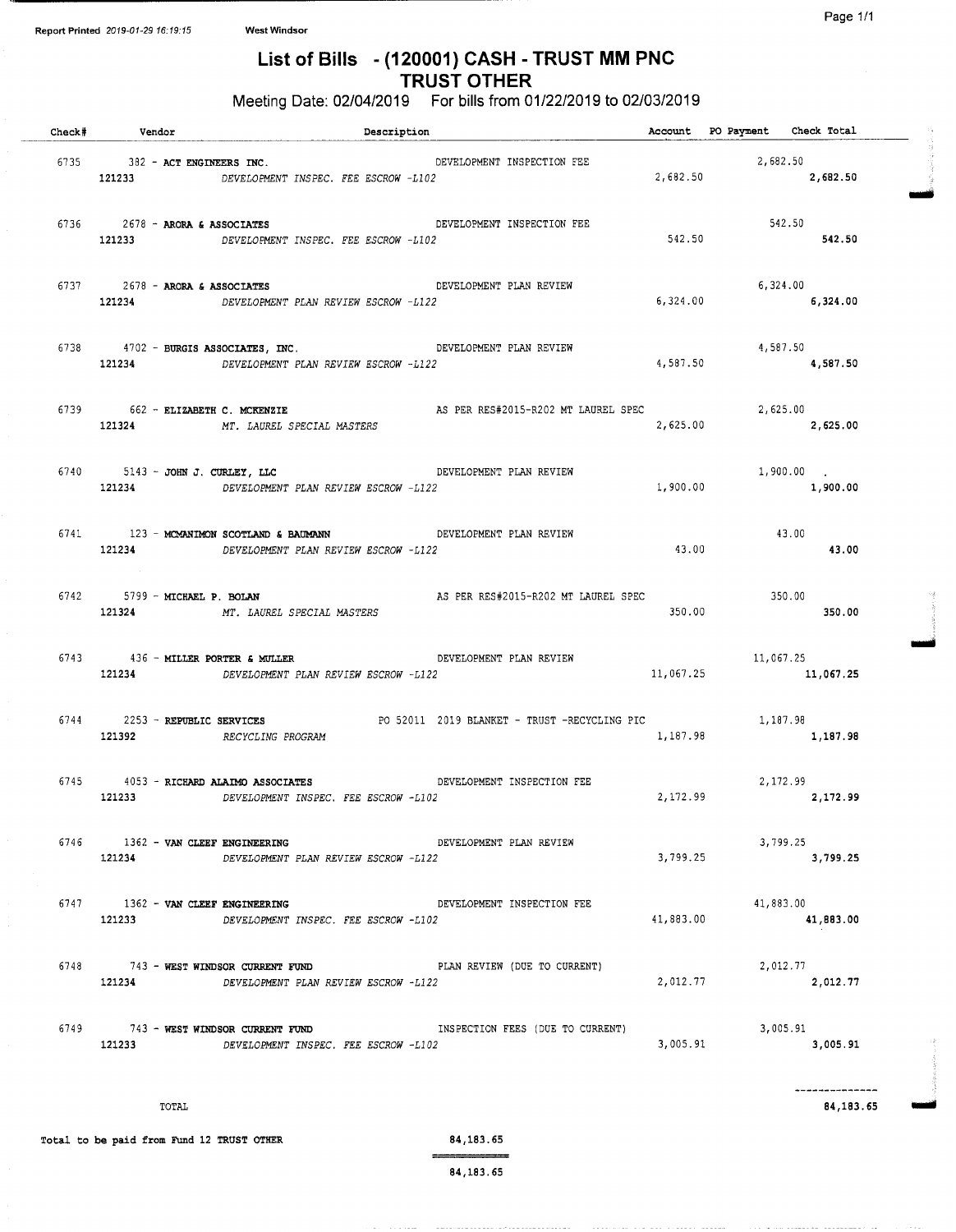Report Printed 2019-01-29 16:19:15 West Windsor

# List of Bills - (120001) CASH - TRUST MM PNC
## TRUST OTHER

Meeting Date: 02/04/2019 For bills from 01/22/2019 to 02/03/2019

| Check# | Vendor | Description | Account | PO Payment | Check Total |
|---|---|---|---|---|---|
| 6735 | 382 - **ACT ENGINEERS INC.** | DEVELOPMENT INSPECTION FEE | | 2,682.50 | |
| | 121233 | *DEVELOPMENT INSPEC. FEE ESCROW -L102* | 2,682.50 | | **2,682.50** |
| 6736 | 2678 - **ARORA & ASSOCIATES** | DEVELOPMENT INSPECTION FEE | | 542.50 | |
| | 121233 | *DEVELOPMENT INSPEC. FEE ESCROW -L102* | 542.50 | | **542.50** |
| 6737 | 2678 - **ARORA & ASSOCIATES** | DEVELOPMENT PLAN REVIEW | | 6,324.00 | |
| | 121234 | *DEVELOPMENT PLAN REVIEW ESCROW -L122* | 6,324.00 | | **6,324.00** |
| 6738 | 4702 - **BURGIS ASSOCIATES, INC.** | DEVELOPMENT PLAN REVIEW | | 4,587.50 | |
| | 121234 | *DEVELOPMENT PLAN REVIEW ESCROW -L122* | 4,587.50 | | **4,587.50** |
| 6739 | 662 - **ELIZABETH C. MCKENZIE** | AS PER RES#2015-R202 MT LAUREL SPEC | | 2,625.00 | |
| | 121324 | *MT. LAUREL SPECIAL MASTERS* | 2,625.00 | | **2,625.00** |
| 6740 | 5143 - **JOHN J. CURLEY, LLC** | DEVELOPMENT PLAN REVIEW | | 1,900.00 | |
| | 121234 | *DEVELOPMENT PLAN REVIEW ESCROW -L122* | 1,900.00 | | **1,900.00** |
| 6741 | 123 - **MCMANIMON SCOTLAND & BAUMANN** | DEVELOPMENT PLAN REVIEW | | 43.00 | |
| | 121234 | *DEVELOPMENT PLAN REVIEW ESCROW -L122* | 43.00 | | **43.00** |
| 6742 | 5799 - **MICHAEL P. BOLAN** | AS PER RES#2015-R202 MT LAUREL SPEC | | 350.00 | |
| | 121324 | *MT. LAUREL SPECIAL MASTERS* | 350.00 | | **350.00** |
| 6743 | 436 - **MILLER PORTER & MULLER** | DEVELOPMENT PLAN REVIEW | | 11,067.25 | |
| | 121234 | *DEVELOPMENT PLAN REVIEW ESCROW -L122* | 11,067.25 | | **11,067.25** |
| 6744 | 2253 - **REPUBLIC SERVICES** | PO 52011 2019 BLANKET - TRUST -RECYCLING PIC | | 1,187.98 | |
| | 121392 | *RECYCLING PROGRAM* | 1,187.98 | | **1,187.98** |
| 6745 | 4053 - **RICHARD ALAIMO ASSOCIATES** | DEVELOPMENT INSPECTION FEE | | 2,172.99 | |
| | 121233 | *DEVELOPMENT INSPEC. FEE ESCROW -L102* | 2,172.99 | | **2,172.99** |
| 6746 | 1362 - **VAN CLEEF ENGINEERING** | DEVELOPMENT PLAN REVIEW | | 3,799.25 | |
| | 121234 | *DEVELOPMENT PLAN REVIEW ESCROW -L122* | 3,799.25 | | **3,799.25** |
| 6747 | 1362 - **VAN CLEEF ENGINEERING** | DEVELOPMENT INSPECTION FEE | | 41,883.00 | |
| | 121233 | *DEVELOPMENT INSPEC. FEE ESCROW -L102* | 41,883.00 | | **41,883.00** |
| 6748 | 743 - **WEST WINDSOR CURRENT FUND** | PLAN REVIEW (DUE TO CURRENT) | | 2,012.77 | |
| | 121234 | *DEVELOPMENT PLAN REVIEW ESCROW -L122* | 2,012.77 | | **2,012.77** |
| 6749 | 743 - **WEST WINDSOR CURRENT FUND** | INSPECTION FEES (DUE TO CURRENT) | | 3,005.91 | |
| | 121233 | *DEVELOPMENT INSPEC. FEE ESCROW -L102* | 3,005.91 | | **3,005.91** |
| | TOTAL | | | | **84,183.65** |

**Total to be paid from Fund 12 TRUST OTHER** 84,183.65

84,183.65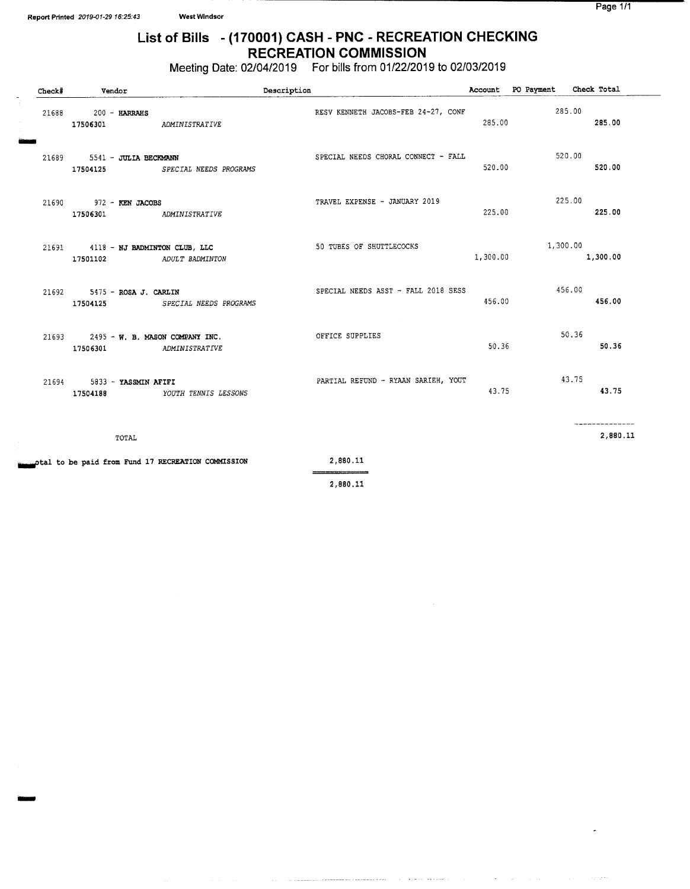Report Printed 2019-01-29 16:25:43 West Windsor

# List of Bills - (170001) CASH - PNC - RECREATION CHECKING
## RECREATION COMMISSION

Meeting Date: 02/04/2019 For bills from 01/22/2019 to 02/03/2019

| Check# | Vendor | Description | Account | PO Payment | Check Total |
|---|---|---|---|---|---|
| 21688 | 200 - **HARRAHS** | RESV KENNETH JACOBS-FEB 24-27, CONF | | 285.00 | |
| | 17506301 *ADMINISTRATIVE* | | 285.00 | | **285.00** |
| 21689 | 5541 - **JULIA BECKMANN** | SPECIAL NEEDS CHORAL CONNECT - FALL | | 520.00 | |
| | 17504125 *SPECIAL NEEDS PROGRAMS* | | 520.00 | | **520.00** |
| 21690 | 972 - **KEN JACOBS** | TRAVEL EXPENSE - JANUARY 2019 | | 225.00 | |
| | 17506301 *ADMINISTRATIVE* | | 225.00 | | **225.00** |
| 21691 | 4118 - **NJ BADMINTON CLUB, LLC** | 50 TUBES OF SHUTTLECOCKS | | 1,300.00 | |
| | 17501102 *ADULT BADMINTON* | | 1,300.00 | | **1,300.00** |
| 21692 | 5475 - **ROSA J. CARLIN** | SPECIAL NEEDS ASST - FALL 2018 SESS | | 456.00 | |
| | 17504125 *SPECIAL NEEDS PROGRAMS* | | 456.00 | | **456.00** |
| 21693 | 2495 - **W. B. MASON COMPANY INC.** | OFFICE SUPPLIES | | 50.36 | |
| | 17506301 *ADMINISTRATIVE* | | 50.36 | | **50.36** |
| 21694 | 5833 - **YASSMIN AFIFI** | PARTIAL REFUND - RYAAN SARIEH, YOUT | | 43.75 | |
| | 17504188 *YOUTH TENNIS LESSONS* | | 43.75 | | **43.75** |
| | TOTAL | | | | 2,880.11 |

Total to be paid from Fund 17 RECREATION COMMISSION 2,880.11

2,880.11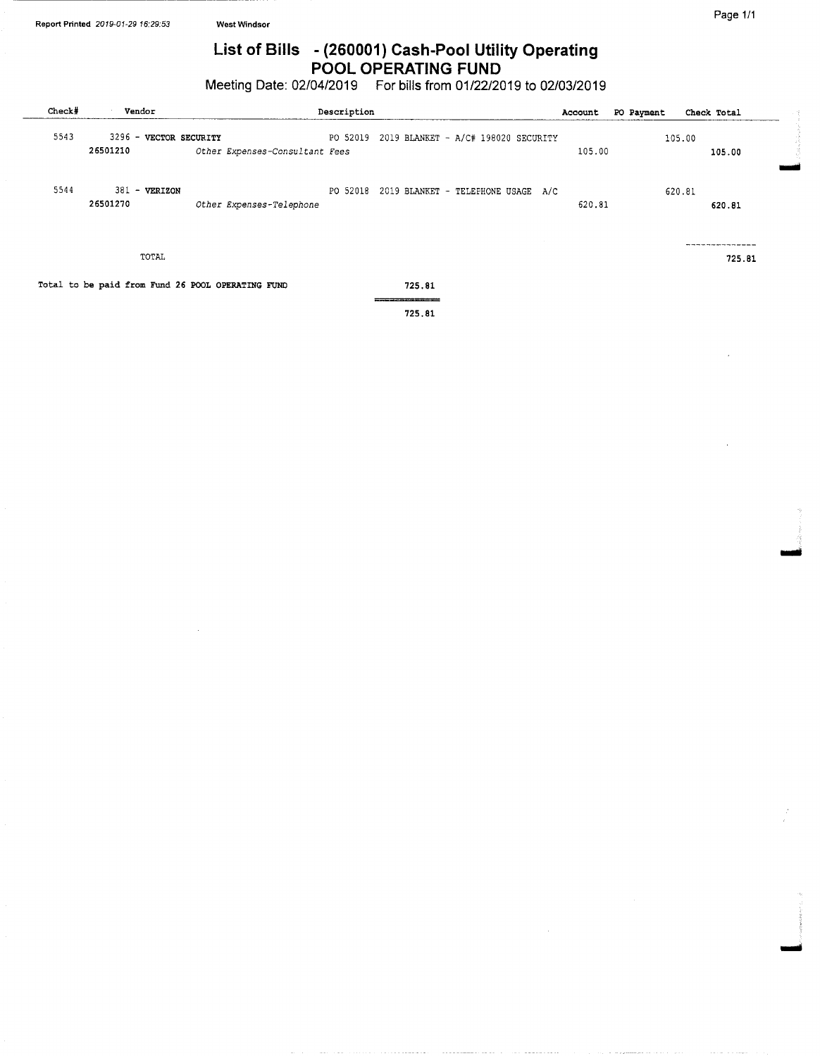Report Printed 2019-01-29 16:29:53 West Windsor

# List of Bills - (260001) Cash-Pool Utility Operating
## POOL OPERATING FUND

Meeting Date: 02/04/2019 For bills from 01/22/2019 to 02/03/2019

| Check# | Vendor | Description | Account | PO Payment | Check Total |
|---|---|---|---|---|---|
| 5543 | 3296 - **VECTOR SECURITY** | PO 52019 2019 BLANKET - A/C# 198020 SECURITY | | 105.00 | |
| | **26501210** | *Other Expenses-Consultant Fees* | 105.00 | | **105.00** |
| 5544 | 381 - **VERIZON** | PO 52018 2019 BLANKET - TELEPHONE USAGE A/C | | 620.81 | |
| | **26501270** | *Other Expenses-Telephone* | 620.81 | | **620.81** |
| | TOTAL | | | | **725.81** |

Total to be paid from Fund 26 POOL OPERATING FUND 725.81

725.81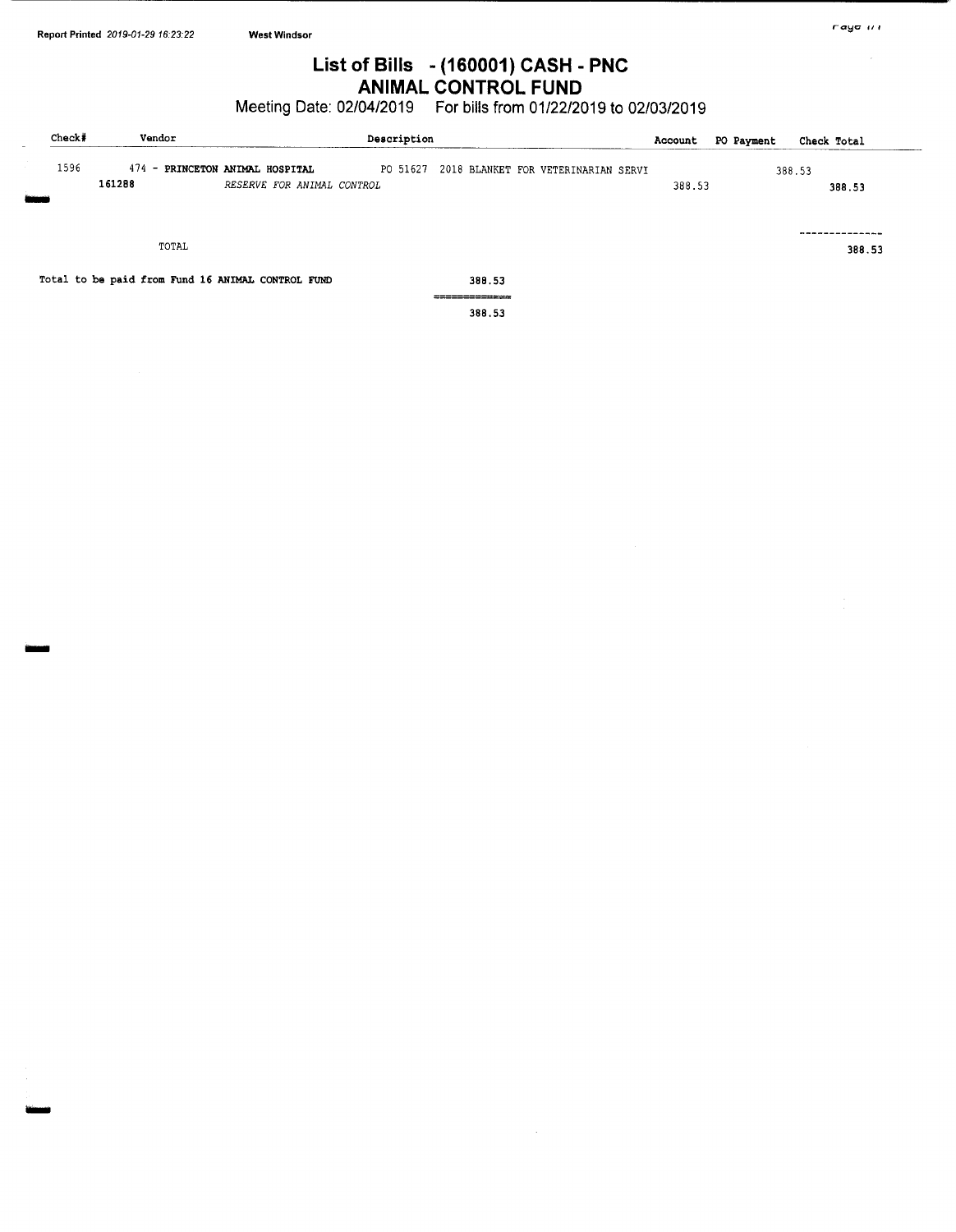Report Printed 2019-01-29 16:23:22 West Windsor

# List of Bills - (160001) CASH - PNC
## ANIMAL CONTROL FUND

Meeting Date: 02/04/2019 For bills from 01/22/2019 to 02/03/2019

| Check# | Vendor | Description | Account | PO Payment | Check Total |
|---|---|---|---|---|---|
| 1596 | 474 - PRINCETON ANIMAL HOSPITAL | PO 51627 2018 BLANKET FOR VETERINARIAN SERVI | | 388.53 | |
| | 161288 | *RESERVE FOR ANIMAL CONTROL* | 388.53 | | 388.53 |
| | TOTAL | | | | 388.53 |

Total to be paid from Fund 16 ANIMAL CONTROL FUND 388.53

388.53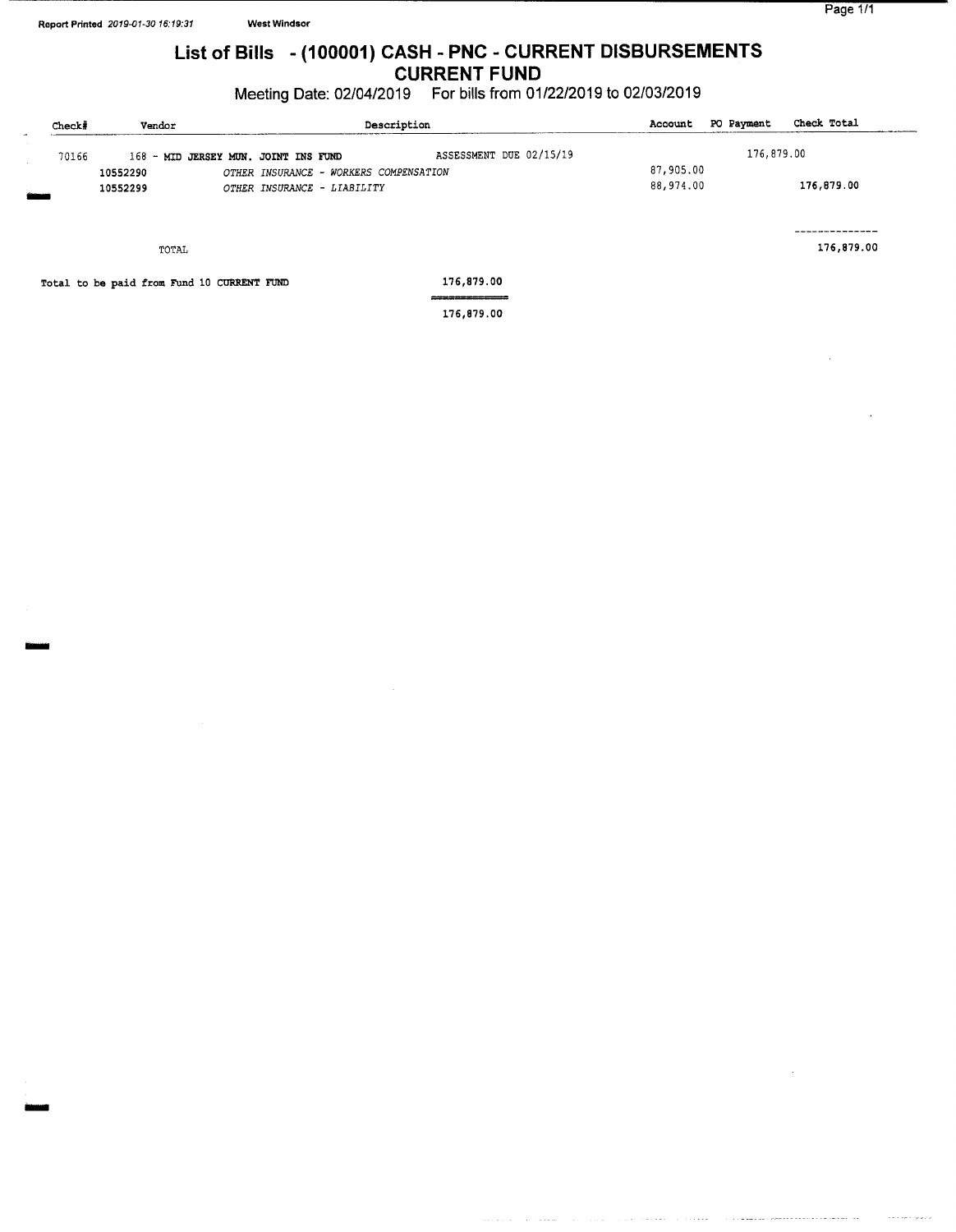Report Printed 2019-01-30 16:19:31    West Windsor

# List of Bills - (100001) CASH - PNC - CURRENT DISBURSEMENTS
## CURRENT FUND

Meeting Date: 02/04/2019    For bills from 01/22/2019 to 02/03/2019

| Check# | Vendor | Description | | Account | PO Payment | Check Total |
|---|---|---|---|---|---|---|
| 70166 | 168 - **MID JERSEY MUN. JOINT INS FUND** | | ASSESSMENT DUE 02/15/19 | | 176,879.00 | |
| | 10552290 | *OTHER INSURANCE - WORKERS COMPENSATION* | | 87,905.00 | | |
| | 10552299 | *OTHER INSURANCE - LIABILITY* | | 88,974.00 | | 176,879.00 |
| | TOTAL | | | | | 176,879.00 |

Total to be paid from Fund 10 CURRENT FUND    176,879.00

176,879.00